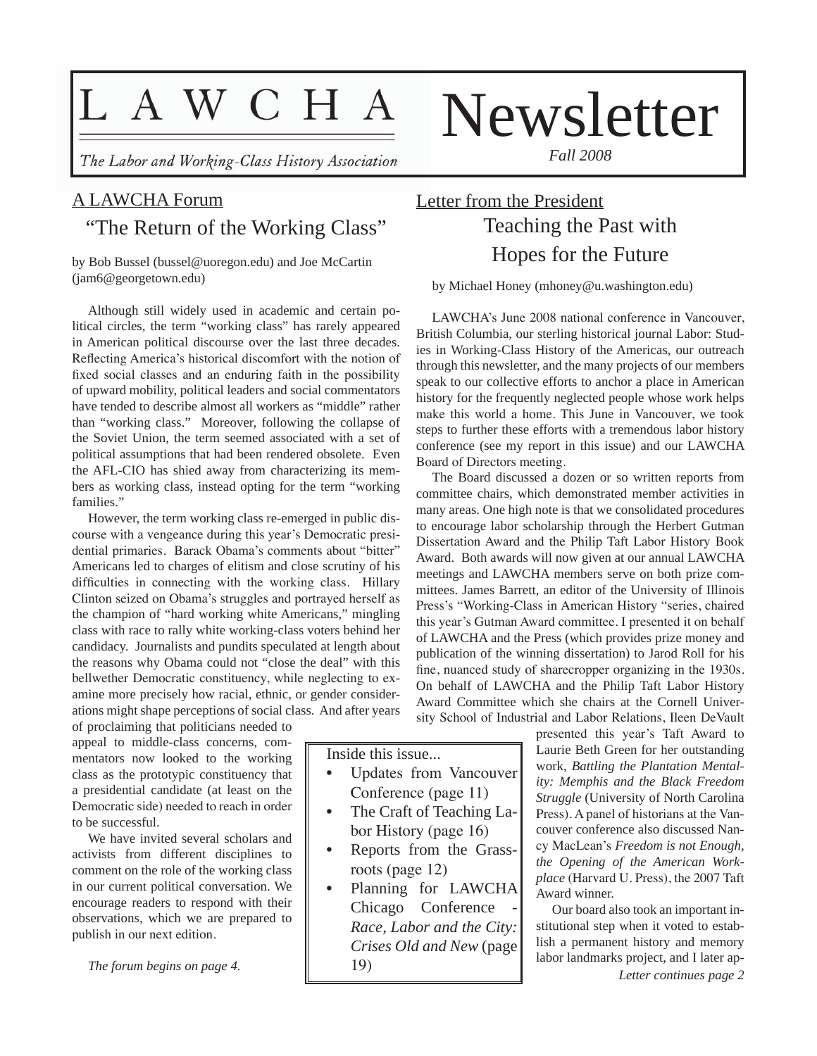# LAWCHA Newsletter

*The Labor and Working-Class History Association*

*Fall 2008*

## A LAWCHA Forum

### "The Return of the Working Class"

by Bob Bussel (bussel@uoregon.edu) and Joe McCartin (jam6@georgetown.edu)

Although still widely used in academic and certain political circles, the term "working class" has rarely appeared in American political discourse over the last three decades. Reflecting America's historical discomfort with the notion of fixed social classes and an enduring faith in the possibility of upward mobility, political leaders and social commentators have tended to describe almost all workers as "middle" rather than "working class." Moreover, following the collapse of the Soviet Union, the term seemed associated with a set of political assumptions that had been rendered obsolete. Even the AFL-CIO has shied away from characterizing its members as working class, instead opting for the term "working families."

However, the term working class re-emerged in public discourse with a vengeance during this year's Democratic presidential primaries. Barack Obama's comments about "bitter" Americans led to charges of elitism and close scrutiny of his difficulties in connecting with the working class. Hillary Clinton seized on Obama's struggles and portrayed herself as the champion of "hard working white Americans," mingling class with race to rally white working-class voters behind her candidacy. Journalists and pundits speculated at length about the reasons why Obama could not "close the deal" with this bellwether Democratic constituency, while neglecting to examine more precisely how racial, ethnic, or gender considerations might shape perceptions of social class. And after years of proclaiming that politicians needed to appeal to middle-class concerns, commentators now looked to the working class as the prototypic constituency that a presidential candidate (at least on the Democratic side) needed to reach in order to be successful.

We have invited several scholars and activists from different disciplines to comment on the role of the working class in our current political conversation. We encourage readers to respond with their observations, which we are prepared to publish in our next edition.

*The forum begins on page 4.*

## Letter from the President

### Teaching the Past with Hopes for the Future

by Michael Honey (mhoney@u.washington.edu)

LAWCHA's June 2008 national conference in Vancouver, British Columbia, our sterling historical journal Labor: Studies in Working-Class History of the Americas, our outreach through this newsletter, and the many projects of our members speak to our collective efforts to anchor a place in American history for the frequently neglected people whose work helps make this world a home. This June in Vancouver, we took steps to further these efforts with a tremendous labor history conference (see my report in this issue) and our LAWCHA Board of Directors meeting.

The Board discussed a dozen or so written reports from committee chairs, which demonstrated member activities in many areas. One high note is that we consolidated procedures to encourage labor scholarship through the Herbert Gutman Dissertation Award and the Philip Taft Labor History Book Award. Both awards will now given at our annual LAWCHA meetings and LAWCHA members serve on both prize committees. James Barrett, an editor of the University of Illinois Press's "Working-Class in American History "series, chaired this year's Gutman Award committee. I presented it on behalf of LAWCHA and the Press (which provides prize money and publication of the winning dissertation) to Jarod Roll for his fine, nuanced study of sharecropper organizing in the 1930s. On behalf of LAWCHA and the Philip Taft Labor History Award Committee which she chairs at the Cornell University School of Industrial and Labor Relations, Ileen DeVault presented this year's Taft Award to Laurie Beth Green for her outstanding work, *Battling the Plantation Mentality: Memphis and the Black Freedom Struggle* (University of North Carolina Press). A panel of historians at the Vancouver conference also discussed Nancy MacLean's *Freedom is not Enough, the Opening of the American Workplace* (Harvard U. Press), the 2007 Taft Award winner.

Our board also took an important institutional step when it voted to establish a permanent history and memory labor landmarks project, and I later ap-

*Letter continues page 2*

Inside this issue...

- Updates from Vancouver Conference (page 11)
- The Craft of Teaching Labor History (page 16)
- Reports from the Grassroots (page 12)
- Planning for LAWCHA Chicago Conference - *Race, Labor and the City: Crises Old and New* (page 19)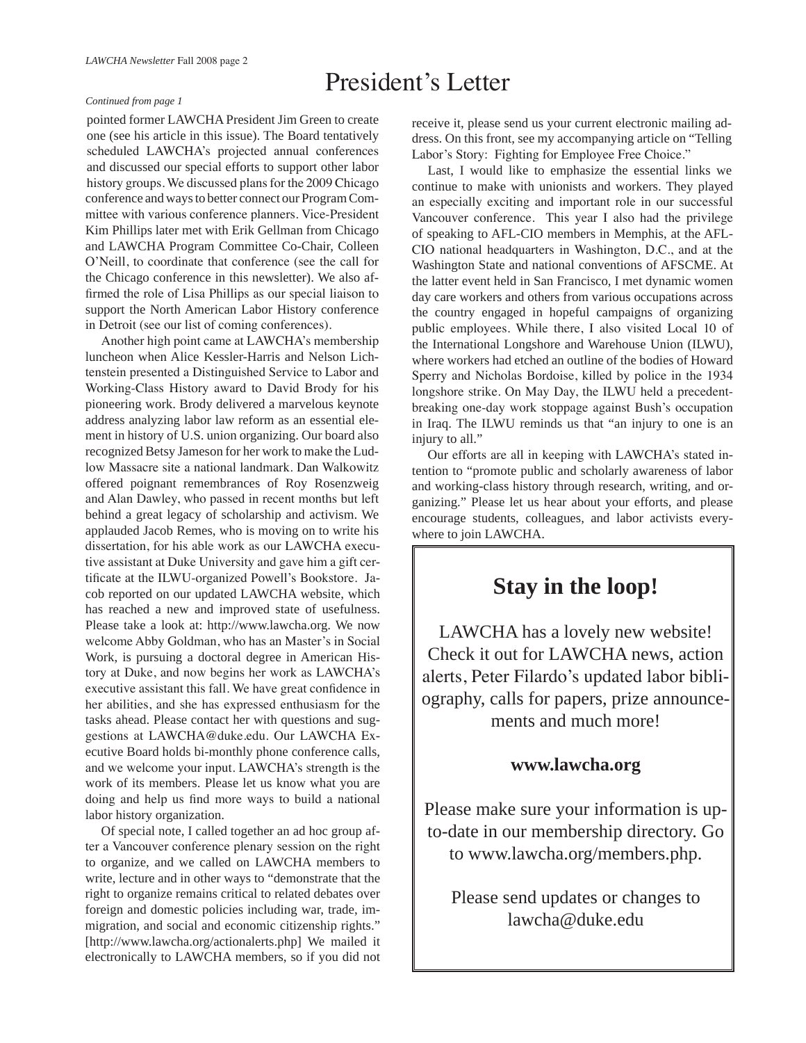# President's Letter

*Continued from page 1*

pointed former LAWCHA President Jim Green to create one (see his article in this issue). The Board tentatively scheduled LAWCHA's projected annual conferences and discussed our special efforts to support other labor history groups. We discussed plans for the 2009 Chicago conference and ways to better connect our Program Committee with various conference planners. Vice-President Kim Phillips later met with Erik Gellman from Chicago and LAWCHA Program Committee Co-Chair, Colleen O'Neill, to coordinate that conference (see the call for the Chicago conference in this newsletter). We also affirmed the role of Lisa Phillips as our special liaison to support the North American Labor History conference in Detroit (see our list of coming conferences).

Another high point came at LAWCHA's membership luncheon when Alice Kessler-Harris and Nelson Lichtenstein presented a Distinguished Service to Labor and Working-Class History award to David Brody for his pioneering work. Brody delivered a marvelous keynote address analyzing labor law reform as an essential element in history of U.S. union organizing. Our board also recognized Betsy Jameson for her work to make the Ludlow Massacre site a national landmark. Dan Walkowitz offered poignant remembrances of Roy Rosenzweig and Alan Dawley, who passed in recent months but left behind a great legacy of scholarship and activism. We applauded Jacob Remes, who is moving on to write his dissertation, for his able work as our LAWCHA executive assistant at Duke University and gave him a gift certificate at the ILWU-organized Powell's Bookstore. Jacob reported on our updated LAWCHA website, which has reached a new and improved state of usefulness. Please take a look at: http://www.lawcha.org. We now welcome Abby Goldman, who has an Master's in Social Work, is pursuing a doctoral degree in American History at Duke, and now begins her work as LAWCHA's executive assistant this fall. We have great confidence in her abilities, and she has expressed enthusiasm for the tasks ahead. Please contact her with questions and suggestions at LAWCHA@duke.edu. Our LAWCHA Executive Board holds bi-monthly phone conference calls, and we welcome your input. LAWCHA's strength is the work of its members. Please let us know what you are doing and help us find more ways to build a national labor history organization.

Of special note, I called together an ad hoc group after a Vancouver conference plenary session on the right to organize, and we called on LAWCHA members to write, lecture and in other ways to "demonstrate that the right to organize remains critical to related debates over foreign and domestic policies including war, trade, immigration, and social and economic citizenship rights." [http://www.lawcha.org/actionalerts.php] We mailed it electronically to LAWCHA members, so if you did not receive it, please send us your current electronic mailing address. On this front, see my accompanying article on "Telling Labor's Story: Fighting for Employee Free Choice."

Last, I would like to emphasize the essential links we continue to make with unionists and workers. They played an especially exciting and important role in our successful Vancouver conference. This year I also had the privilege of speaking to AFL-CIO members in Memphis, at the AFL-CIO national headquarters in Washington, D.C., and at the Washington State and national conventions of AFSCME. At the latter event held in San Francisco, I met dynamic women day care workers and others from various occupations across the country engaged in hopeful campaigns of organizing public employees. While there, I also visited Local 10 of the International Longshore and Warehouse Union (ILWU), where workers had etched an outline of the bodies of Howard Sperry and Nicholas Bordoise, killed by police in the 1934 longshore strike. On May Day, the ILWU held a precedent-breaking one-day work stoppage against Bush's occupation in Iraq. The ILWU reminds us that "an injury to one is an injury to all."

Our efforts are all in keeping with LAWCHA's stated intention to "promote public and scholarly awareness of labor and working-class history through research, writing, and organizing." Please let us hear about your efforts, and please encourage students, colleagues, and labor activists everywhere to join LAWCHA.

## Stay in the loop!

LAWCHA has a lovely new website! Check it out for LAWCHA news, action alerts, Peter Filardo's updated labor bibliography, calls for papers, prize announcements and much more!

**www.lawcha.org**

Please make sure your information is up-to-date in our membership directory. Go to www.lawcha.org/members.php.

Please send updates or changes to lawcha@duke.edu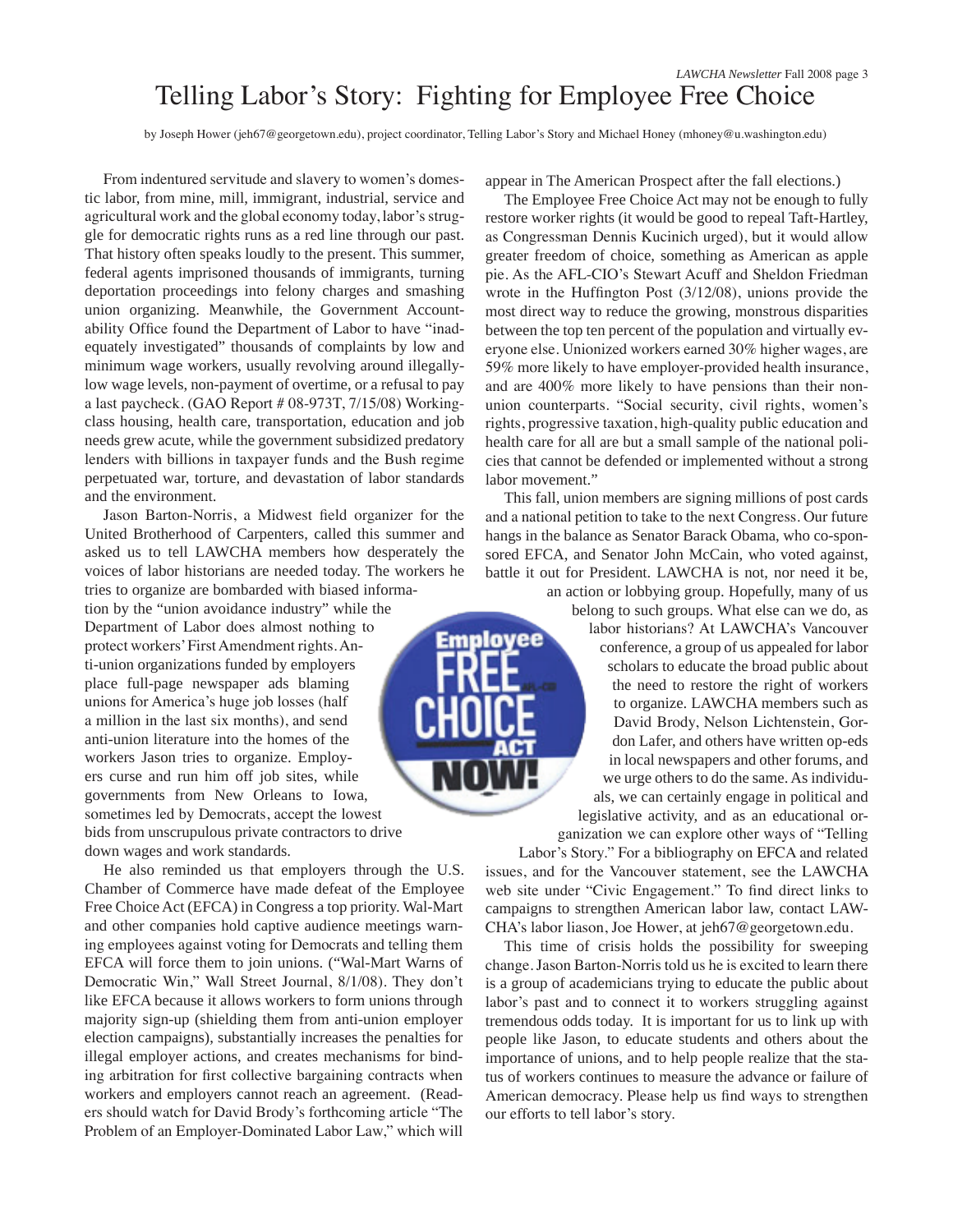# Telling Labor's Story: Fighting for Employee Free Choice

by Joseph Hower (jeh67@georgetown.edu), project coordinator, Telling Labor's Story and Michael Honey (mhoney@u.washington.edu)

From indentured servitude and slavery to women's domestic labor, from mine, mill, immigrant, industrial, service and agricultural work and the global economy today, labor's struggle for democratic rights runs as a red line through our past. That history often speaks loudly to the present. This summer, federal agents imprisoned thousands of immigrants, turning deportation proceedings into felony charges and smashing union organizing. Meanwhile, the Government Accountability Office found the Department of Labor to have "inadequately investigated" thousands of complaints by low and minimum wage workers, usually revolving around illegally-low wage levels, non-payment of overtime, or a refusal to pay a last paycheck. (GAO Report # 08-973T, 7/15/08) Working-class housing, health care, transportation, education and job needs grew acute, while the government subsidized predatory lenders with billions in taxpayer funds and the Bush regime perpetuated war, torture, and devastation of labor standards and the environment.

Jason Barton-Norris, a Midwest field organizer for the United Brotherhood of Carpenters, called this summer and asked us to tell LAWCHA members how desperately the voices of labor historians are needed today. The workers he tries to organize are bombarded with biased information by the "union avoidance industry" while the Department of Labor does almost nothing to protect workers' First Amendment rights. Anti-union organizations funded by employers place full-page newspaper ads blaming unions for America's huge job losses (half a million in the last six months), and send anti-union literature into the homes of the workers Jason tries to organize. Employers curse and run him off job sites, while governments from New Orleans to Iowa, sometimes led by Democrats, accept the lowest bids from unscrupulous private contractors to drive down wages and work standards.

He also reminded us that employers through the U.S. Chamber of Commerce have made defeat of the Employee Free Choice Act (EFCA) in Congress a top priority. Wal-Mart and other companies held captive audience meetings warning employees against voting for Democrats and telling them EFCA will force them to join unions. ("Wal-Mart Warns of Democratic Win," Wall Street Journal, 8/1/08). They don't like EFCA because it allows workers to form unions through majority sign-up (shielding them from anti-union employer election campaigns), substantially increases the penalties for illegal employer actions, and creates mechanisms for binding arbitration for first collective bargaining contracts when workers and employers cannot reach an agreement. (Readers should watch for David Brody's forthcoming article "The Problem of an Employer-Dominated Labor Law," which will appear in The American Prospect after the fall elections.)

The Employee Free Choice Act may not be enough to fully restore worker rights (it would be good to repeal Taft-Hartley, as Congressman Dennis Kucinich urged), but it would allow greater freedom of choice, something as American as apple pie. As the AFL-CIO's Stewart Acuff and Sheldon Friedman wrote in the Huffington Post (3/12/08), unions provide the most direct way to reduce the growing, monstrous disparities between the top ten percent of the population and virtually everyone else. Unionized workers earned 30% higher wages, are 59% more likely to have employer-provided health insurance, and are 400% more likely to have pensions than their non-union counterparts. "Social security, civil rights, women's rights, progressive taxation, high-quality public education and health care for all are but a small sample of the national policies that cannot be defended or implemented without a strong labor movement."

This fall, union members are signing millions of post cards and a national petition to take to the next Congress. Our future hangs in the balance as Senator Barack Obama, who co-sponsored EFCA, and Senator John McCain, who voted against, battle it out for President. LAWCHA is not, nor need it be, an action or lobbying group. Hopefully, many of us belong to such groups. What else can we do, as labor historians? At LAWCHA's Vancouver conference, a group of us appealed for labor scholars to educate the broad public about the need to restore the right of workers to organize. LAWCHA members such as David Brody, Nelson Lichtenstein, Gordon Lafer, and others have written op-eds in local newspapers and other forums, and we urge others to do the same. As individuals, we can certainly engage in political and legislative activity, and as an educational organization we can explore other ways of "Telling Labor's Story." For a bibliography on EFCA and related issues, and for the Vancouver statement, see the LAWCHA web site under "Civic Engagement." To find direct links to campaigns to strengthen American labor law, contact LAWCHA's labor liason, Joe Hower, at jeh67@georgetown.edu.

This time of crisis holds the possibility for sweeping change. Jason Barton-Norris told us he is excited to learn there is a group of academicians trying to educate the public about labor's past and to connect it to workers struggling against tremendous odds today. It is important for us to link up with people like Jason, to educate students and others about the importance of unions, and to help people realize that the status of workers continues to measure the advance or failure of American democracy. Please help us find ways to strengthen our efforts to tell labor's story.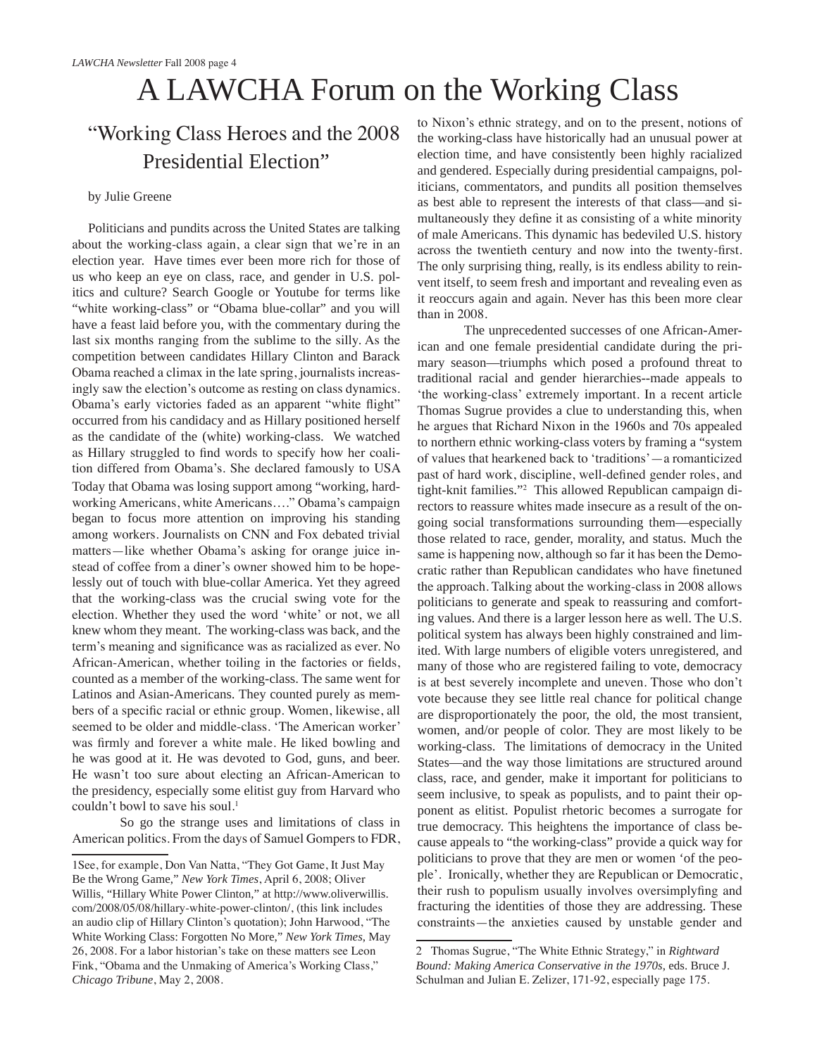# A LAWCHA Forum on the Working Class

## "Working Class Heroes and the 2008 Presidential Election"

by Julie Greene

Politicians and pundits across the United States are talking about the working-class again, a clear sign that we're in an election year. Have times ever been more rich for those of us who keep an eye on class, race, and gender in U.S. politics and culture? Search Google or Youtube for terms like "white working-class" or "Obama blue-collar" and you will have a feast laid before you, with the commentary during the last six months ranging from the sublime to the silly. As the competition between candidates Hillary Clinton and Barack Obama reached a climax in the late spring, journalists increasingly saw the election's outcome as resting on class dynamics. Obama's early victories faded as an apparent "white flight" occurred from his candidacy and as Hillary positioned herself as the candidate of the (white) working-class. We watched as Hillary struggled to find words to specify how her coalition differed from Obama's. She declared famously to USA Today that Obama was losing support among "working, hard-working Americans, white Americans…." Obama's campaign began to focus more attention on improving his standing among workers. Journalists on CNN and Fox debated trivial matters—like whether Obama's asking for orange juice instead of coffee from a diner's owner showed him to be hopelessly out of touch with blue-collar America. Yet they agreed that the working-class was the crucial swing vote for the election. Whether they used the word 'white' or not, we all knew whom they meant. The working-class was back, and the term's meaning and significance was as racialized as ever. No African-American, whether toiling in the factories or fields, counted as a member of the working-class. The same went for Latinos and Asian-Americans. They counted purely as members of a specific racial or ethnic group. Women, likewise, all seemed to be older and middle-class. 'The American worker' was firmly and forever a white male. He liked bowling and he was good at it. He was devoted to God, guns, and beer. He wasn't too sure about electing an African-American to the presidency, especially some elitist guy from Harvard who couldn't bowl to save his soul.[1]

So go the strange uses and limitations of class in American politics. From the days of Samuel Gompers to FDR, to Nixon's ethnic strategy, and on to the present, notions of the working-class have historically had an unusual power at election time, and have consistently been highly racialized and gendered. Especially during presidential campaigns, politicians, commentators, and pundits all position themselves as best able to represent the interests of that class—and simultaneously they define it as consisting of a white minority of male Americans. This dynamic has bedeviled U.S. history across the twentieth century and now into the twenty-first. The only surprising thing, really, is its endless ability to reinvent itself, to seem fresh and important and revealing even as it reoccurs again and again. Never has this been more clear than in 2008.

The unprecedented successes of one African-American and one female presidential candidate during the primary season—triumphs which posed a profound threat to traditional racial and gender hierarchies--made appeals to 'the working-class' extremely important. In a recent article Thomas Sugrue provides a clue to understanding this, when he argues that Richard Nixon in the 1960s and 70s appealed to northern ethnic working-class voters by framing a "system of values that hearkened back to 'traditions'—a romanticized past of hard work, discipline, well-defined gender roles, and tight-knit families."[2] This allowed Republican campaign directors to reassure whites made insecure as a result of the ongoing social transformations surrounding them—especially those related to race, gender, morality, and status. Much the same is happening now, although so far it has been the Democratic rather than Republican candidates who have finetuned the approach. Talking about the working-class in 2008 allows politicians to generate and speak to reassuring and comforting values. And there is a larger lesson here as well. The U.S. political system has always been highly constrained and limited. With large numbers of eligible voters unregistered, and many of those who are registered failing to vote, democracy is at best severely incomplete and uneven. Those who don't vote because they see little real chance for political change are disproportionately the poor, the old, the most transient, women, and/or people of color. They are most likely to be working-class. The limitations of democracy in the United States—and the way those limitations are structured around class, race, and gender, make it important for politicians to seem inclusive, to speak as populists, and to paint their opponent as elitist. Populist rhetoric becomes a surrogate for true democracy. This heightens the importance of class because appeals to "the working-class" provide a quick way for politicians to prove that they are men or women 'of the people'. Ironically, whether they are Republican or Democratic, their rush to populism usually involves oversimplifying and fracturing the identities of those they are addressing. These constraints—the anxieties caused by unstable gender and

---

1See, for example, Don Van Natta, "They Got Game, It Just May Be the Wrong Game," *New York Times*, April 6, 2008; Oliver Willis, "Hillary White Power Clinton," at http://www.oliverwillis.com/2008/05/08/hillary-white-power-clinton/, (this link includes an audio clip of Hillary Clinton's quotation); John Harwood, "The White Working Class: Forgotten No More," *New York Times*, May 26, 2008. For a labor historian's take on these matters see Leon Fink, "Obama and the Unmaking of America's Working Class," *Chicago Tribune*, May 2, 2008.

2 Thomas Sugrue, "The White Ethnic Strategy," in *Rightward Bound: Making America Conservative in the 1970s*, eds. Bruce J. Schulman and Julian E. Zelizer, 171-92, especially page 175.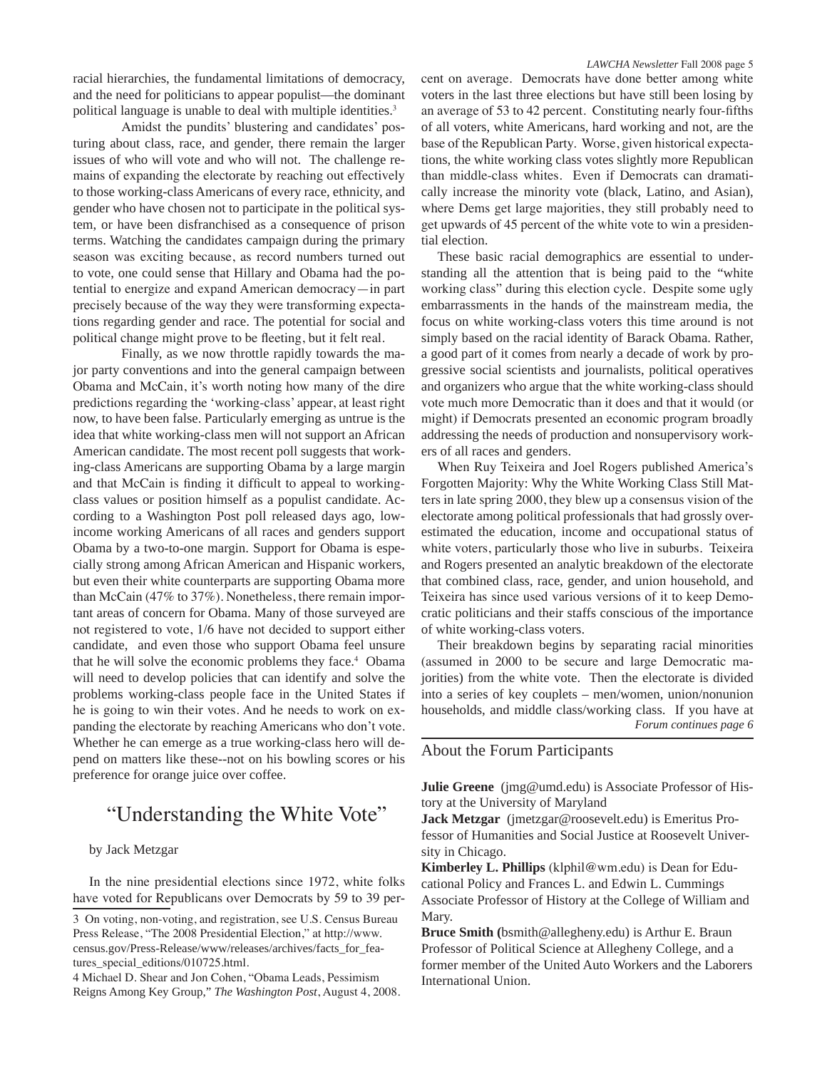racial hierarchies, the fundamental limitations of democracy, and the need for politicians to appear populist—the dominant political language is unable to deal with multiple identities.[3]

Amidst the pundits' blustering and candidates' posturing about class, race, and gender, there remain the larger issues of who will vote and who will not. The challenge remains of expanding the electorate by reaching out effectively to those working-class Americans of every race, ethnicity, and gender who have chosen not to participate in the political system, or have been disfranchised as a consequence of prison terms. Watching the candidates campaign during the primary season was exciting because, as record numbers turned out to vote, one could sense that Hillary and Obama had the potential to energize and expand American democracy—in part precisely because of the way they were transforming expectations regarding gender and race. The potential for social and political change might prove to be fleeting, but it felt real.

Finally, as we now throttle rapidly towards the major party conventions and into the general campaign between Obama and McCain, it's worth noting how many of the dire predictions regarding the 'working-class' appear, at least right now, to have been false. Particularly emerging as untrue is the idea that white working-class men will not support an African American candidate. The most recent poll suggests that working-class Americans are supporting Obama by a large margin and that McCain is finding it difficult to appeal to working-class values or position himself as a populist candidate. According to a Washington Post poll released days ago, low-income working Americans of all races and genders support Obama by a two-to-one margin. Support for Obama is especially strong among African American and Hispanic workers, but even their white counterparts are supporting Obama more than McCain (47% to 37%). Nonetheless, there remain important areas of concern for Obama. Many of those surveyed are not registered to vote, 1/6 have not decided to support either candidate, and even those who support Obama feel unsure that he will solve the economic problems they face.[4] Obama will need to develop policies that can identify and solve the problems working-class people face in the United States if he is going to win their votes. And he needs to work on expanding the electorate by reaching Americans who don't vote. Whether he can emerge as a true working-class hero will depend on matters like these--not on his bowling scores or his preference for orange juice over coffee.

## "Understanding the White Vote"

by Jack Metzgar

In the nine presidential elections since 1972, white folks have voted for Republicans over Democrats by 59 to 39 percent on average. Democrats have done better among white voters in the last three elections but have still been losing by an average of 53 to 42 percent. Constituting nearly four-fifths of all voters, white Americans, hard working and not, are the base of the Republican Party. Worse, given historical expectations, the white working class votes slightly more Republican than middle-class whites. Even if Democrats can dramatically increase the minority vote (black, Latino, and Asian), where Dems get large majorities, they still probably need to get upwards of 45 percent of the white vote to win a presidential election.

These basic racial demographics are essential to understanding all the attention that is being paid to the "white working class" during this election cycle. Despite some ugly embarrassments in the hands of the mainstream media, the focus on white working-class voters this time around is not simply based on the racial identity of Barack Obama. Rather, a good part of it comes from nearly a decade of work by progressive social scientists and journalists, political operatives and organizers who argue that the white working-class should vote much more Democratic than it does and that it would (or might) if Democrats presented an economic program broadly addressing the needs of production and nonsupervisory workers of all races and genders.

When Ruy Teixeira and Joel Rogers published America's Forgotten Majority: Why the White Working Class Still Matters in late spring 2000, they blew up a consensus vision of the electorate among political professionals that had grossly overestimated the education, income and occupational status of white voters, particularly those who live in suburbs. Teixeira and Rogers presented an analytic breakdown of the electorate that combined class, race, gender, and union household, and Teixeira has since used various versions of it to keep Democratic politicians and their staffs conscious of the importance of white working-class voters.

Their breakdown begins by separating racial minorities (assumed in 2000 to be secure and large Democratic majorities) from the white vote. Then the electorate is divided into a series of key couplets – men/women, union/nonunion households, and middle class/working class. If you have at

*Forum continues page 6*

3 On voting, non-voting, and registration, see U.S. Census Bureau Press Release, "The 2008 Presidential Election," at http://www.census.gov/Press-Release/www/releases/archives/facts_for_features_special_editions/010725.html.

4 Michael D. Shear and Jon Cohen, "Obama Leads, Pessimism Reigns Among Key Group," *The Washington Post*, August 4, 2008.

## About the Forum Participants

**Julie Greene** (jmg@umd.edu) is Associate Professor of History at the University of Maryland

**Jack Metzgar** (jmetzgar@roosevelt.edu) is Emeritus Professor of Humanities and Social Justice at Roosevelt University in Chicago.

**Kimberley L. Phillips** (klphil@wm.edu) is Dean for Educational Policy and Frances L. and Edwin L. Cummings Associate Professor of History at the College of William and Mary.

**Bruce Smith** (bsmith@allegheny.edu) is Arthur E. Braun Professor of Political Science at Allegheny College, and a former member of the United Auto Workers and the Laborers International Union.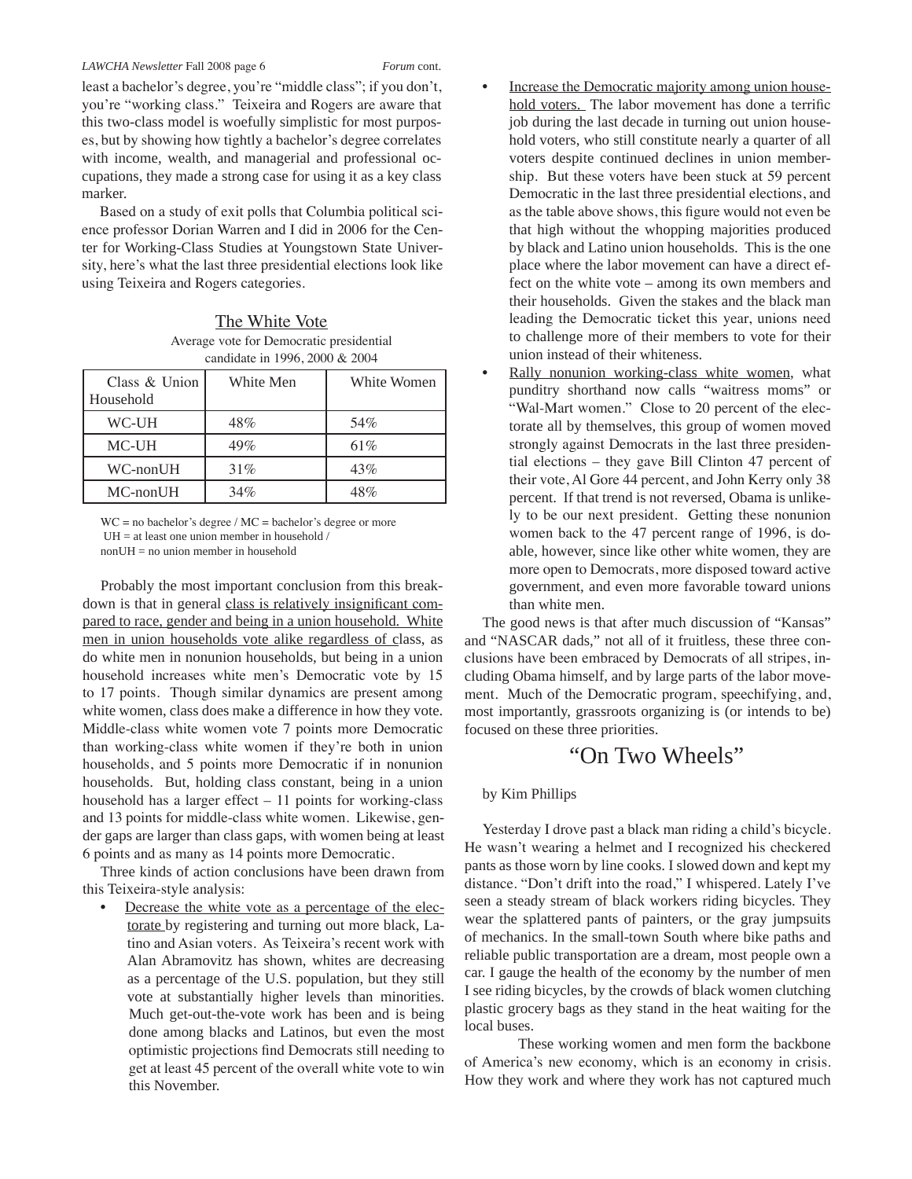least a bachelor's degree, you're "middle class"; if you don't, you're "working class." Teixeira and Rogers are aware that this two-class model is woefully simplistic for most purposes, but by showing how tightly a bachelor's degree correlates with income, wealth, and managerial and professional occupations, they made a strong case for using it as a key class marker.

Based on a study of exit polls that Columbia political science professor Dorian Warren and I did in 2006 for the Center for Working-Class Studies at Youngstown State University, here's what the last three presidential elections look like using Teixeira and Rogers categories.

**The White Vote**

Average vote for Democratic presidential candidate in 1996, 2000 & 2004

| Class & Union Household | White Men | White Women |
|---|---|---|
| WC-UH | 48% | 54% |
| MC-UH | 49% | 61% |
| WC-nonUH | 31% | 43% |
| MC-nonUH | 34% | 48% |

WC = no bachelor's degree / MC = bachelor's degree or more
UH = at least one union member in household /
nonUH = no union member in household

Probably the most important conclusion from this breakdown is that in general class is relatively insignificant compared to race, gender and being in a union household. White men in union households vote alike regardless of class, as do white men in nonunion households, but being in a union household increases white men's Democratic vote by 15 to 17 points. Though similar dynamics are present among white women, class does make a difference in how they vote. Middle-class white women vote 7 points more Democratic than working-class white women if they're both in union households, and 5 points more Democratic if in nonunion households. But, holding class constant, being in a union household has a larger effect – 11 points for working-class and 13 points for middle-class white women. Likewise, gender gaps are larger than class gaps, with women being at least 6 points and as many as 14 points more Democratic.

Three kinds of action conclusions have been drawn from this Teixeira-style analysis:

- Decrease the white vote as a percentage of the electorate by registering and turning out more black, Latino and Asian voters. As Teixeira's recent work with Alan Abramovitz has shown, whites are decreasing as a percentage of the U.S. population, but they still vote at substantially higher levels than minorities. Much get-out-the-vote work has been and is being done among blacks and Latinos, but even the most optimistic projections find Democrats still needing to get at least 45 percent of the overall white vote to win this November.
- Increase the Democratic majority among union household voters. The labor movement has done a terrific job during the last decade in turning out union household voters, who still constitute nearly a quarter of all voters despite continued declines in union membership. But these voters have been stuck at 59 percent Democratic in the last three presidential elections, and as the table above shows, this figure would not even be that high without the whopping majorities produced by black and Latino union households. This is the one place where the labor movement can have a direct effect on the white vote – among its own members and their households. Given the stakes and the black man leading the Democratic ticket this year, unions need to challenge more of their members to vote for their union instead of their whiteness.
- Rally nonunion working-class white women, what punditry shorthand now calls "waitress moms" or "Wal-Mart women." Close to 20 percent of the electorate all by themselves, this group of women moved strongly against Democrats in the last three presidential elections – they gave Bill Clinton 47 percent of their vote, Al Gore 44 percent, and John Kerry only 38 percent. If that trend is not reversed, Obama is unlikely to be our next president. Getting these nonunion women back to the 47 percent range of 1996, is doable, however, since like other white women, they are more open to Democrats, more disposed toward active government, and even more favorable toward unions than white men.

The good news is that after much discussion of "Kansas" and "NASCAR dads," not all of it fruitless, these three conclusions have been embraced by Democrats of all stripes, including Obama himself, and by large parts of the labor movement. Much of the Democratic program, speechifying, and, most importantly, grassroots organizing is (or intends to be) focused on these three priorities.

# "On Two Wheels"

by Kim Phillips

Yesterday I drove past a black man riding a child's bicycle. He wasn't wearing a helmet and I recognized his checkered pants as those worn by line cooks. I slowed down and kept my distance. "Don't drift into the road," I whispered. Lately I've seen a steady stream of black workers riding bicycles. They wear the splattered pants of painters, or the gray jumpsuits of mechanics. In the small-town South where bike paths and reliable public transportation are a dream, most people own a car. I gauge the health of the economy by the number of men I see riding bicycles, by the crowds of black women clutching plastic grocery bags as they stand in the heat waiting for the local buses.

These working women and men form the backbone of America's new economy, which is an economy in crisis. How they work and where they work has not captured much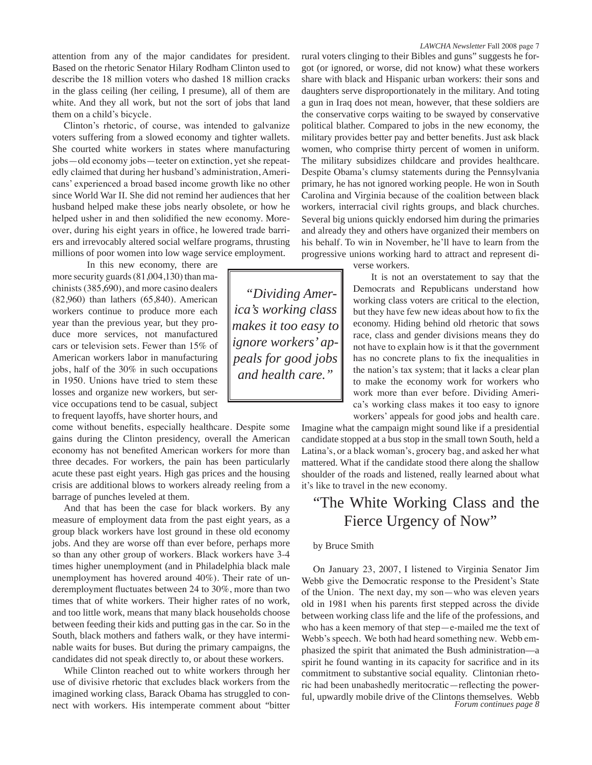attention from any of the major candidates for president. Based on the rhetoric Senator Hilary Rodham Clinton used to describe the 18 million voters who dashed 18 million cracks in the glass ceiling (her ceiling, I presume), all of them are white. And they all work, but not the sort of jobs that land them on a child's bicycle.

Clinton's rhetoric, of course, was intended to galvanize voters suffering from a slowed economy and tighter wallets. She courted white workers in states where manufacturing jobs—old economy jobs—teeter on extinction, yet she repeatedly claimed that during her husband's administration, Americans' experienced a broad based income growth like no other since World War II. She did not remind her audiences that her husband helped make these jobs nearly obsolete, or how he helped usher in and then solidified the new economy. Moreover, during his eight years in office, he lowered trade barriers and irrevocably altered social welfare programs, thrusting millions of poor women into low wage service employment.

In this new economy, there are more security guards (81,004,130) than machinists (385,690), and more casino dealers (82,960) than lathers (65,840). American workers continue to produce more each year than the previous year, but they produce more services, not manufactured cars or television sets. Fewer than 15% of American workers labor in manufacturing jobs, half of the 30% in such occupations in 1950. Unions have tried to stem these losses and organize new workers, but service occupations tend to be casual, subject to frequent layoffs, have shorter hours, and come without benefits, especially healthcare. Despite some gains during the Clinton presidency, overall the American economy has not benefited American workers for more than three decades. For workers, the pain has been particularly acute these past eight years. High gas prices and the housing crisis are additional blows to workers already reeling from a barrage of punches leveled at them.

> *"Dividing America's working class makes it too easy to ignore workers' appeals for good jobs and health care."*

And that has been the case for black workers. By any measure of employment data from the past eight years, as a group black workers have lost ground in these old economy jobs. And they are worse off than ever before, perhaps more so than any other group of workers. Black workers have 3-4 times higher unemployment (and in Philadelphia black male unemployment has hovered around 40%). Their rate of underemployment fluctuates between 24 to 30%, more than two times that of white workers. Their higher rates of no work, and too little work, means that many black households choose between feeding their kids and putting gas in the car. So in the South, black mothers and fathers walk, or they have interminable waits for buses. But during the primary campaigns, the candidates did not speak directly to, or about these workers.

While Clinton reached out to white workers through her use of divisive rhetoric that excludes black workers from the imagined working class, Barack Obama has struggled to connect with workers. His intemperate comment about "bitter rural voters clinging to their Bibles and guns" suggests he forgot (or ignored, or worse, did not know) what these workers share with black and Hispanic urban workers: their sons and daughters serve disproportionately in the military. And toting a gun in Iraq does not mean, however, that these soldiers are the conservative corps waiting to be swayed by conservative political blather. Compared to jobs in the new economy, the military provides better pay and better benefits. Just ask black women, who comprise thirty percent of women in uniform. The military subsidizes childcare and provides healthcare. Despite Obama's clumsy statements during the Pennsylvania primary, he has not ignored working people. He won in South Carolina and Virginia because of the coalition between black workers, interracial civil rights groups, and black churches. Several big unions quickly endorsed him during the primaries and already they and others have organized their members on his behalf. To win in November, he'll have to learn from the progressive unions working hard to attract and represent diverse workers.

It is not an overstatement to say that the Democrats and Republicans understand how working class voters are critical to the election, but they have few new ideas about how to fix the economy. Hiding behind old rhetoric that sows race, class and gender divisions means they do not have to explain how is it that the government has no concrete plans to fix the inequalities in the nation's tax system; that it lacks a clear plan to make the economy work for workers who work more than ever before. Dividing America's working class makes it too easy to ignore workers' appeals for good jobs and health care. Imagine what the campaign might sound like if a presidential candidate stopped at a bus stop in the small town South, held a Latina's, or a black woman's, grocery bag, and asked her what mattered. What if the candidate stood there along the shallow shoulder of the roads and listened, really learned about what it's like to travel in the new economy.

## "The White Working Class and the Fierce Urgency of Now"

by Bruce Smith

On January 23, 2007, I listened to Virginia Senator Jim Webb give the Democratic response to the President's State of the Union. The next day, my son—who was eleven years old in 1981 when his parents first stepped across the divide between working class life and the life of the professions, and who has a keen memory of that step—e-mailed me the text of Webb's speech. We both had heard something new. Webb emphasized the spirit that animated the Bush administration—a spirit he found wanting in its capacity for sacrifice and in its commitment to substantive social equality. Clintonian rhetoric had been unabashedly meritocratic—reflecting the powerful, upwardly mobile drive of the Clintons themselves. Webb

*Forum continues page 8*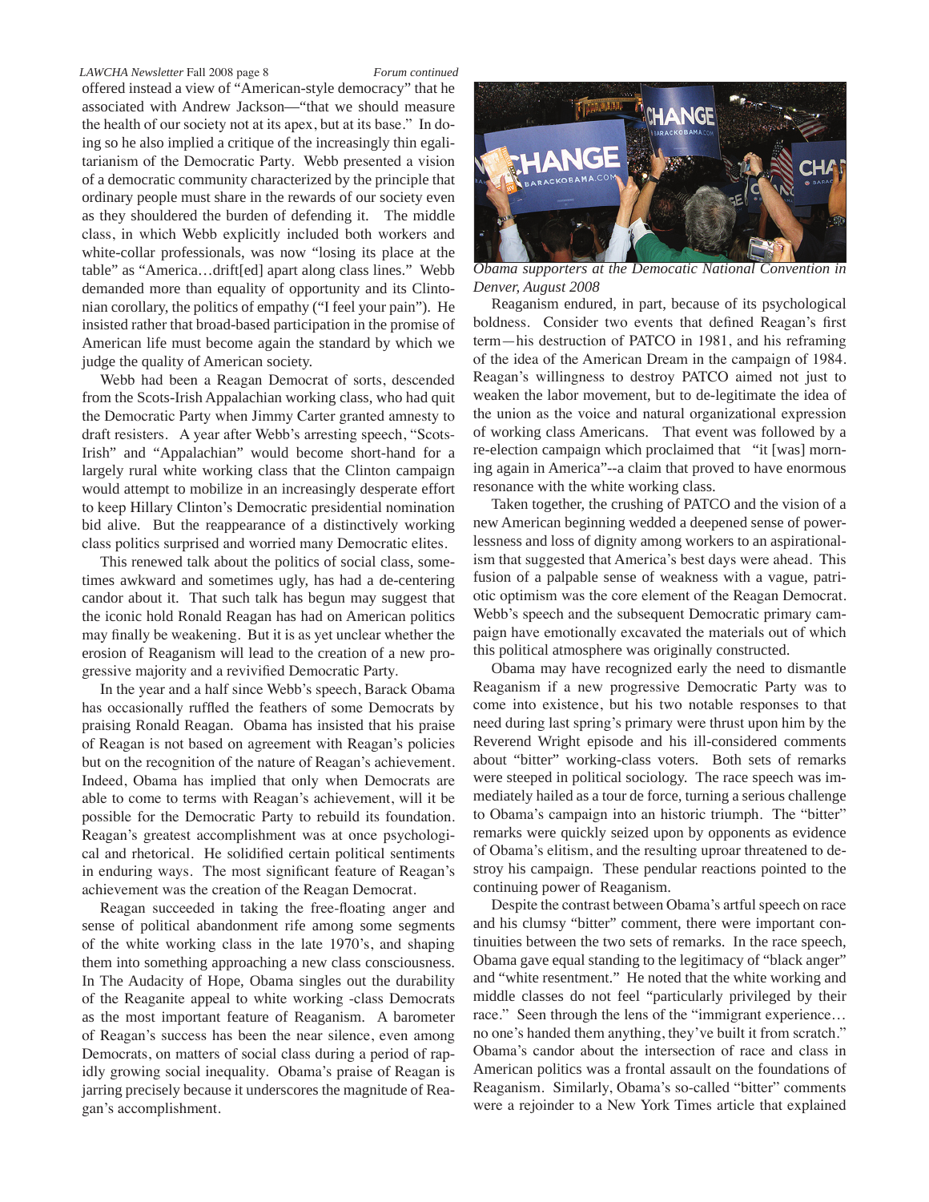offered instead a view of "American-style democracy" that he associated with Andrew Jackson—"that we should measure the health of our society not at its apex, but at its base." In doing so he also implied a critique of the increasingly thin egalitarianism of the Democratic Party. Webb presented a vision of a democratic community characterized by the principle that ordinary people must share in the rewards of our society even as they shouldered the burden of defending it. The middle class, in which Webb explicitly included both workers and white-collar professionals, was now "losing its place at the table" as "America…drift[ed] apart along class lines." Webb demanded more than equality of opportunity and its Clintonian corollary, the politics of empathy ("I feel your pain"). He insisted rather that broad-based participation in the promise of American life must become again the standard by which we judge the quality of American society.

Webb had been a Reagan Democrat of sorts, descended from the Scots-Irish Appalachian working class, who had quit the Democratic Party when Jimmy Carter granted amnesty to draft resisters. A year after Webb's arresting speech, "Scots-Irish" and "Appalachian" would become short-hand for a largely rural white working class that the Clinton campaign would attempt to mobilize in an increasingly desperate effort to keep Hillary Clinton's Democratic presidential nomination bid alive. But the reappearance of a distinctively working class politics surprised and worried many Democratic elites.

This renewed talk about the politics of social class, sometimes awkward and sometimes ugly, has had a de-centering candor about it. That such talk has begun may suggest that the iconic hold Ronald Reagan has had on American politics may finally be weakening. But it is as yet unclear whether the erosion of Reaganism will lead to the creation of a new progressive majority and a revivified Democratic Party.

In the year and a half since Webb's speech, Barack Obama has occasionally ruffled the feathers of some Democrats by praising Ronald Reagan. Obama has insisted that his praise of Reagan is not based on agreement with Reagan's policies but on the recognition of the nature of Reagan's achievement. Indeed, Obama has implied that only when Democrats are able to come to terms with Reagan's achievement, will it be possible for the Democratic Party to rebuild its foundation. Reagan's greatest accomplishment was at once psychological and rhetorical. He solidified certain political sentiments in enduring ways. The most significant feature of Reagan's achievement was the creation of the Reagan Democrat.

Reagan succeeded in taking the free-floating anger and sense of political abandonment rife among some segments of the white working class in the late 1970's, and shaping them into something approaching a new class consciousness. In The Audacity of Hope, Obama singles out the durability of the Reaganite appeal to white working -class Democrats as the most important feature of Reaganism. A barometer of Reagan's success has been the near silence, even among Democrats, on matters of social class during a period of rapidly growing social inequality. Obama's praise of Reagan is jarring precisely because it underscores the magnitude of Reagan's accomplishment.

*Obama supporters at the Democratic National Convention in Denver, August 2008*

Reaganism endured, in part, because of its psychological boldness. Consider two events that defined Reagan's first term—his destruction of PATCO in 1981, and his reframing of the idea of the American Dream in the campaign of 1984. Reagan's willingness to destroy PATCO aimed not just to weaken the labor movement, but to de-legitimate the idea of the union as the voice and natural organizational expression of working class Americans. That event was followed by a re-election campaign which proclaimed that "it [was] morning again in America"--a claim that proved to have enormous resonance with the white working class.

Taken together, the crushing of PATCO and the vision of a new American beginning wedded a deepened sense of powerlessness and loss of dignity among workers to an aspirationalism that suggested that America's best days were ahead. This fusion of a palpable sense of weakness with a vague, patriotic optimism was the core element of the Reagan Democrat. Webb's speech and the subsequent Democratic primary campaign have emotionally excavated the materials out of which this political atmosphere was originally constructed.

Obama may have recognized early the need to dismantle Reaganism if a new progressive Democratic Party was to come into existence, but his two notable responses to that need during last spring's primary were thrust upon him by the Reverend Wright episode and his ill-considered comments about "bitter" working-class voters. Both sets of remarks were steeped in political sociology. The race speech was immediately hailed as a tour de force, turning a serious challenge to Obama's campaign into an historic triumph. The "bitter" remarks were quickly seized upon by opponents as evidence of Obama's elitism, and the resulting uproar threatened to destroy his campaign. These pendular reactions pointed to the continuing power of Reaganism.

Despite the contrast between Obama's artful speech on race and his clumsy "bitter" comment, there were important continuities between the two sets of remarks. In the race speech, Obama gave equal standing to the legitimacy of "black anger" and "white resentment." He noted that the white working and middle classes do not feel "particularly privileged by their race." Seen through the lens of the "immigrant experience… no one's handed them anything, they've built it from scratch." Obama's candor about the intersection of race and class in American politics was a frontal assault on the foundations of Reaganism. Similarly, Obama's so-called "bitter" comments were a rejoinder to a New York Times article that explained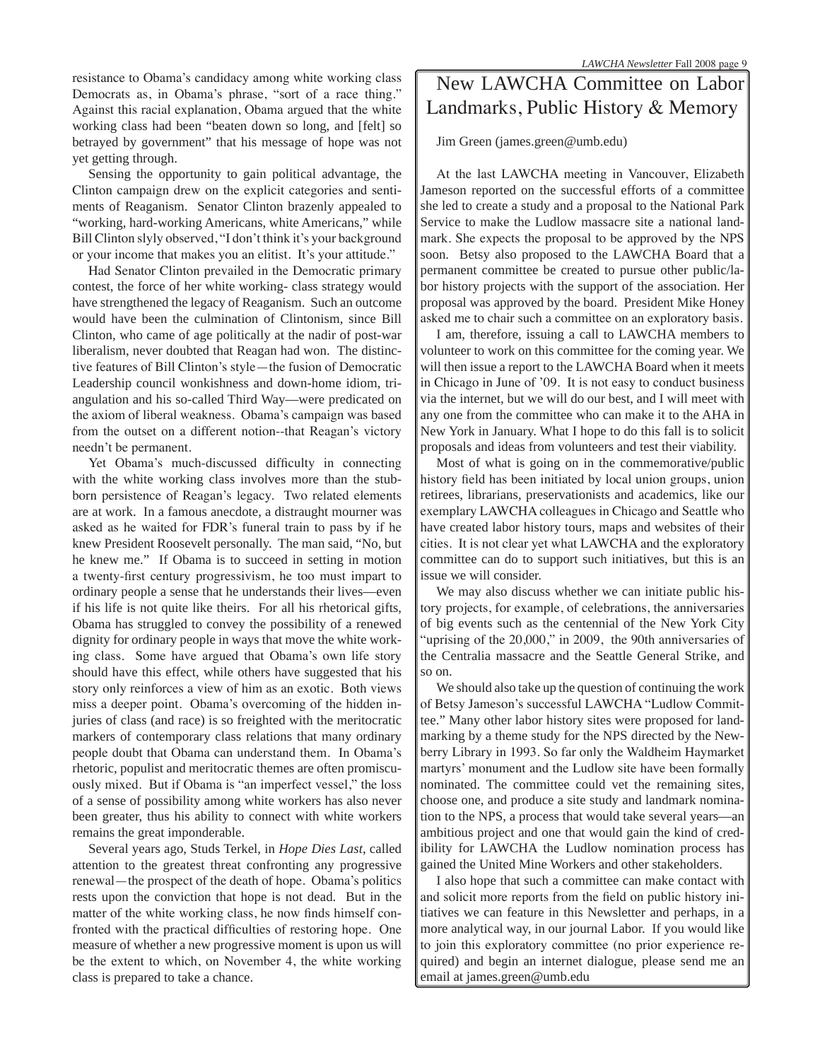resistance to Obama's candidacy among white working class Democrats as, in Obama's phrase, "sort of a race thing." Against this racial explanation, Obama argued that the white working class had been "beaten down so long, and [felt] so betrayed by government" that his message of hope was not yet getting through.

Sensing the opportunity to gain political advantage, the Clinton campaign drew on the explicit categories and sentiments of Reaganism. Senator Clinton brazenly appealed to "working, hard-working Americans, white Americans," while Bill Clinton slyly observed, "I don't think it's your background or your income that makes you an elitist. It's your attitude."

Had Senator Clinton prevailed in the Democratic primary contest, the force of her white working- class strategy would have strengthened the legacy of Reaganism. Such an outcome would have been the culmination of Clintonism, since Bill Clinton, who came of age politically at the nadir of post-war liberalism, never doubted that Reagan had won. The distinctive features of Bill Clinton's style—the fusion of Democratic Leadership council wonkishness and down-home idiom, triangulation and his so-called Third Way—were predicated on the axiom of liberal weakness. Obama's campaign was based from the outset on a different notion--that Reagan's victory needn't be permanent.

Yet Obama's much-discussed difficulty in connecting with the white working class involves more than the stubborn persistence of Reagan's legacy. Two related elements are at work. In a famous anecdote, a distraught mourner was asked as he waited for FDR's funeral train to pass by if he knew President Roosevelt personally. The man said, "No, but he knew me." If Obama is to succeed in setting in motion a twenty-first century progressivism, he too must impart to ordinary people a sense that he understands their lives—even if his life is not quite like theirs. For all his rhetorical gifts, Obama has struggled to convey the possibility of a renewed dignity for ordinary people in ways that move the white working class. Some have argued that Obama's own life story should have this effect, while others have suggested that his story only reinforces a view of him as an exotic. Both views miss a deeper point. Obama's overcoming of the hidden injuries of class (and race) is so freighted with the meritocratic markers of contemporary class relations that many ordinary people doubt that Obama can understand them. In Obama's rhetoric, populist and meritocratic themes are often promiscuously mixed. But if Obama is "an imperfect vessel," the loss of a sense of possibility among white workers has also never been greater, thus his ability to connect with white workers remains the great imponderable.

Several years ago, Studs Terkel, in *Hope Dies Last*, called attention to the greatest threat confronting any progressive renewal—the prospect of the death of hope. Obama's politics rests upon the conviction that hope is not dead. But in the matter of the white working class, he now finds himself confronted with the practical difficulties of restoring hope. One measure of whether a new progressive moment is upon us will be the extent to which, on November 4, the white working class is prepared to take a chance.

# New LAWCHA Committee on Labor Landmarks, Public History & Memory

Jim Green (james.green@umb.edu)

At the last LAWCHA meeting in Vancouver, Elizabeth Jameson reported on the successful efforts of a committee she led to create a study and a proposal to the National Park Service to make the Ludlow massacre site a national landmark. She expects the proposal to be approved by the NPS soon. Betsy also proposed to the LAWCHA Board that a permanent committee be created to pursue other public/labor history projects with the support of the association. Her proposal was approved by the board. President Mike Honey asked me to chair such a committee on an exploratory basis.

I am, therefore, issuing a call to LAWCHA members to volunteer to work on this committee for the coming year. We will then issue a report to the LAWCHA Board when it meets in Chicago in June of '09. It is not easy to conduct business via the internet, but we will do our best, and I will meet with any one from the committee who can make it to the AHA in New York in January. What I hope to do this fall is to solicit proposals and ideas from volunteers and test their viability.

Most of what is going on in the commemorative/public history field has been initiated by local union groups, union retirees, librarians, preservationists and academics, like our exemplary LAWCHA colleagues in Chicago and Seattle who have created labor history tours, maps and websites of their cities. It is not clear yet what LAWCHA and the exploratory committee can do to support such initiatives, but this is an issue we will consider.

We may also discuss whether we can initiate public history projects, for example, of celebrations, the anniversaries of big events such as the centennial of the New York City "uprising of the 20,000," in 2009, the 90th anniversaries of the Centralia massacre and the Seattle General Strike, and so on.

We should also take up the question of continuing the work of Betsy Jameson's successful LAWCHA "Ludlow Committee." Many other labor history sites were proposed for landmarking by a theme study for the NPS directed by the Newberry Library in 1993. So far only the Waldheim Haymarket martyrs' monument and the Ludlow site have been formally nominated. The committee could vet the remaining sites, choose one, and produce a site study and landmark nomination to the NPS, a process that would take several years—an ambitious project and one that would gain the kind of credibility for LAWCHA the Ludlow nomination process has gained the United Mine Workers and other stakeholders.

I also hope that such a committee can make contact with and solicit more reports from the field on public history initiatives we can feature in this Newsletter and perhaps, in a more analytical way, in our journal Labor. If you would like to join this exploratory committee (no prior experience required) and begin an internet dialogue, please send me an email at james.green@umb.edu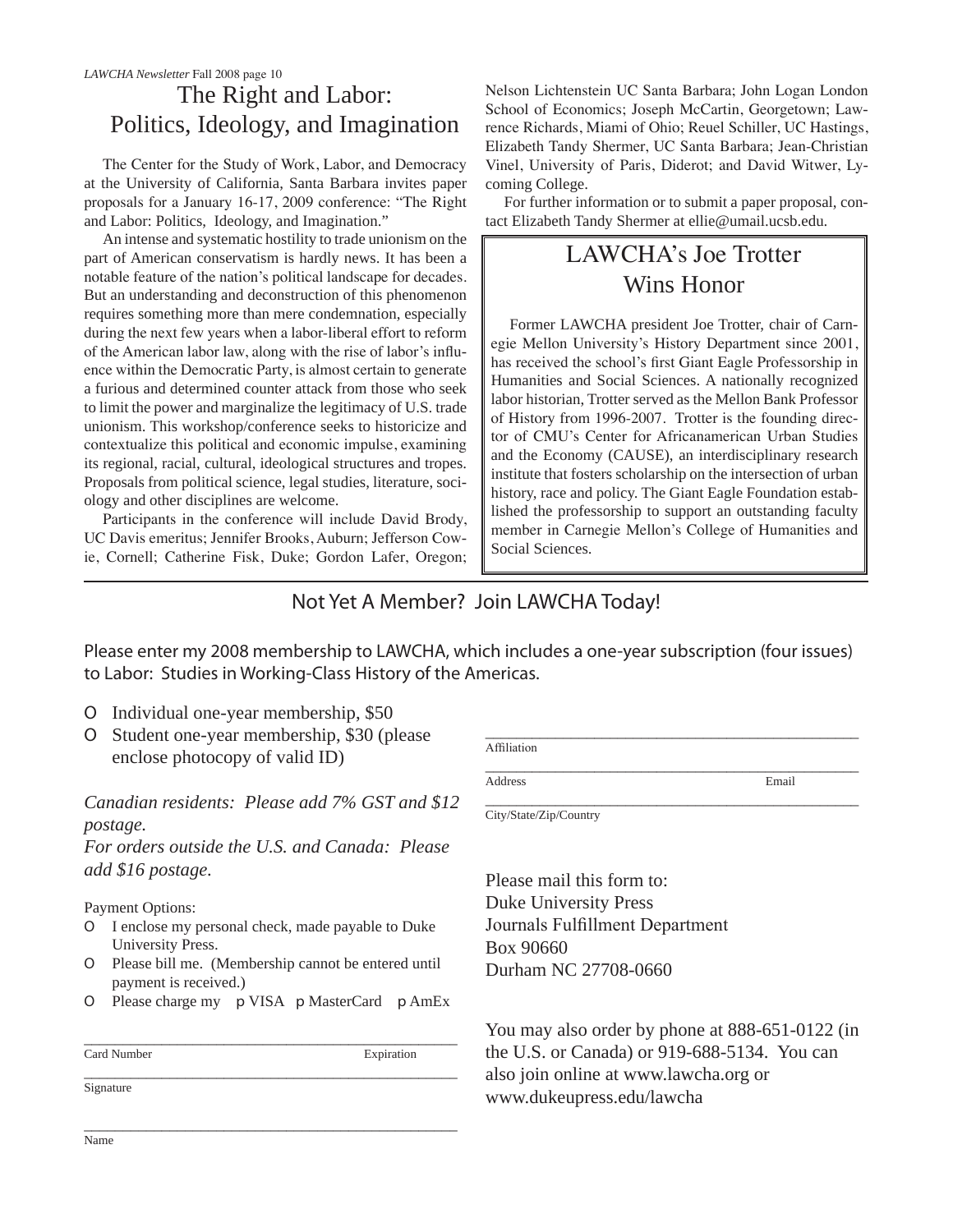## The Right and Labor: Politics, Ideology, and Imagination

The Center for the Study of Work, Labor, and Democracy at the University of California, Santa Barbara invites paper proposals for a January 16-17, 2009 conference: "The Right and Labor: Politics, Ideology, and Imagination."

An intense and systematic hostility to trade unionism on the part of American conservatism is hardly news. It has been a notable feature of the nation's political landscape for decades. But an understanding and deconstruction of this phenomenon requires something more than mere condemnation, especially during the next few years when a labor-liberal effort to reform of the American labor law, along with the rise of labor's influence within the Democratic Party, is almost certain to generate a furious and determined counter attack from those who seek to limit the power and marginalize the legitimacy of U.S. trade unionism. This workshop/conference seeks to historicize and contextualize this political and economic impulse, examining its regional, racial, cultural, ideological structures and tropes. Proposals from political science, legal studies, literature, sociology and other disciplines are welcome.

Participants in the conference will include David Brody, UC Davis emeritus; Jennifer Brooks, Auburn; Jefferson Cowie, Cornell; Catherine Fisk, Duke; Gordon Lafer, Oregon; Nelson Lichtenstein UC Santa Barbara; John Logan London School of Economics; Joseph McCartin, Georgetown; Lawrence Richards, Miami of Ohio; Reuel Schiller, UC Hastings, Elizabeth Tandy Shermer, UC Santa Barbara; Jean-Christian Vinel, University of Paris, Diderot; and David Witwer, Lycoming College.

For further information or to submit a paper proposal, contact Elizabeth Tandy Shermer at ellie@umail.ucsb.edu.

## LAWCHA's Joe Trotter Wins Honor

Former LAWCHA president Joe Trotter, chair of Carnegie Mellon University's History Department since 2001, has received the school's first Giant Eagle Professorship in Humanities and Social Sciences. A nationally recognized labor historian, Trotter served as the Mellon Bank Professor of History from 1996-2007. Trotter is the founding director of CMU's Center for Africanamerican Urban Studies and the Economy (CAUSE), an interdisciplinary research institute that fosters scholarship on the intersection of urban history, race and policy. The Giant Eagle Foundation established the professorship to support an outstanding faculty member in Carnegie Mellon's College of Humanities and Social Sciences.

## Not Yet A Member? Join LAWCHA Today!

Please enter my 2008 membership to LAWCHA, which includes a one-year subscription (four issues) to Labor: Studies in Working-Class History of the Americas.

- O Individual one-year membership, $50
- O Student one-year membership, $30 (please enclose photocopy of valid ID)

*Canadian residents: Please add 7% GST and $12 postage.*
*For orders outside the U.S. and Canada: Please add $16 postage.*

Payment Options:

- O I enclose my personal check, made payable to Duke University Press.
- O Please bill me. (Membership cannot be entered until payment is received.)
- O Please charge my p VISA p MasterCard p AmEx

\_\_\_\_\_\_\_\_\_\_\_\_\_\_\_\_\_\_\_\_\_\_\_\_\_\_\_\_\_\_\_\_\_\_\_\_\_\_\_\_
Card Number Expiration

\_\_\_\_\_\_\_\_\_\_\_\_\_\_\_\_\_\_\_\_\_\_\_\_\_\_\_\_\_\_\_\_\_\_\_\_\_\_\_\_
Signature

\_\_\_\_\_\_\_\_\_\_\_\_\_\_\_\_\_\_\_\_\_\_\_\_\_\_\_\_\_\_\_\_\_\_\_\_\_\_\_\_
Name

\_\_\_\_\_\_\_\_\_\_\_\_\_\_\_\_\_\_\_\_\_\_\_\_\_\_\_\_\_\_\_\_\_\_\_\_\_\_\_\_
Affiliation

\_\_\_\_\_\_\_\_\_\_\_\_\_\_\_\_\_\_\_\_\_\_\_\_\_\_\_\_\_\_\_\_\_\_\_\_\_\_\_\_
Address Email

\_\_\_\_\_\_\_\_\_\_\_\_\_\_\_\_\_\_\_\_\_\_\_\_\_\_\_\_\_\_\_\_\_\_\_\_\_\_\_\_
City/State/Zip/Country

Please mail this form to:
Duke University Press
Journals Fulfillment Department
Box 90660
Durham NC 27708-0660

You may also order by phone at 888-651-0122 (in the U.S. or Canada) or 919-688-5134. You can also join online at www.lawcha.org or www.dukeupress.edu/lawcha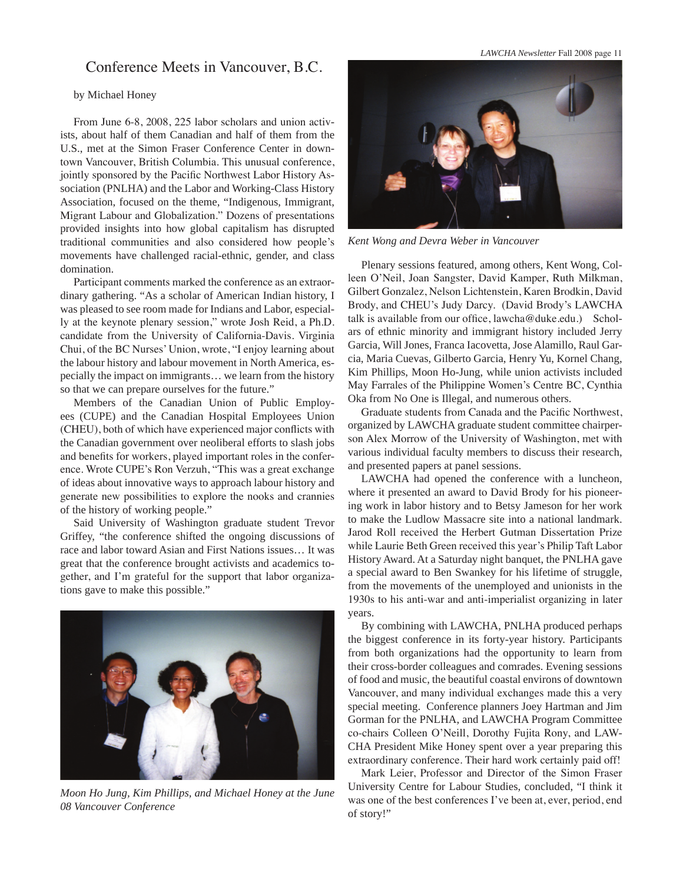# Conference Meets in Vancouver, B.C.

by Michael Honey

From June 6-8, 2008, 225 labor scholars and union activists, about half of them Canadian and half of them from the U.S., met at the Simon Fraser Conference Center in downtown Vancouver, British Columbia. This unusual conference, jointly sponsored by the Pacific Northwest Labor History Association (PNLHA) and the Labor and Working-Class History Association, focused on the theme, "Indigenous, Immigrant, Migrant Labour and Globalization." Dozens of presentations provided insights into how global capitalism has disrupted traditional communities and also considered how people's movements have challenged racial-ethnic, gender, and class domination.

Participant comments marked the conference as an extraordinary gathering. "As a scholar of American Indian history, I was pleased to see room made for Indians and Labor, especially at the keynote plenary session," wrote Josh Reid, a Ph.D. candidate from the University of California-Davis. Virginia Chui, of the BC Nurses' Union, wrote, "I enjoy learning about the labour history and labour movement in North America, especially the impact on immigrants… we learn from the history so that we can prepare ourselves for the future."

Members of the Canadian Union of Public Employees (CUPE) and the Canadian Hospital Employees Union (CHEU), both of which have experienced major conflicts with the Canadian government over neoliberal efforts to slash jobs and benefits for workers, played important roles in the conference. Wrote CUPE's Ron Verzuh, "This was a great exchange of ideas about innovative ways to approach labour history and generate new possibilities to explore the nooks and crannies of the history of working people."

Said University of Washington graduate student Trevor Griffey, "the conference shifted the ongoing discussions of race and labor toward Asian and First Nations issues… It was great that the conference brought activists and academics together, and I'm grateful for the support that labor organizations gave to make this possible."

*Moon Ho Jung, Kim Phillips, and Michael Honey at the June 08 Vancouver Conference*

*Kent Wong and Devra Weber in Vancouver*

Plenary sessions featured, among others, Kent Wong, Colleen O'Neil, Joan Sangster, David Kamper, Ruth Milkman, Gilbert Gonzalez, Nelson Lichtenstein, Karen Brodkin, David Brody, and CHEU's Judy Darcy. (David Brody's LAWCHA talk is available from our office, lawcha@duke.edu.) Scholars of ethnic minority and immigrant history included Jerry Garcia, Will Jones, Franca Iacovetta, Jose Alamillo, Raul Garcia, Maria Cuevas, Gilberto Garcia, Henry Yu, Kornel Chang, Kim Phillips, Moon Ho-Jung, while union activists included May Farrales of the Philippine Women's Centre BC, Cynthia Oka from No One is Illegal, and numerous others.

Graduate students from Canada and the Pacific Northwest, organized by LAWCHA graduate student committee chairperson Alex Morrow of the University of Washington, met with various individual faculty members to discuss their research, and presented papers at panel sessions.

LAWCHA had opened the conference with a luncheon, where it presented an award to David Brody for his pioneering work in labor history and to Betsy Jameson for her work to make the Ludlow Massacre site into a national landmark. Jarod Roll received the Herbert Gutman Dissertation Prize while Laurie Beth Green received this year's Philip Taft Labor History Award. At a Saturday night banquet, the PNLHA gave a special award to Ben Swankey for his lifetime of struggle, from the movements of the unemployed and unionists in the 1930s to his anti-war and anti-imperialist organizing in later years.

By combining with LAWCHA, PNLHA produced perhaps the biggest conference in its forty-year history. Participants from both organizations had the opportunity to learn from their cross-border colleagues and comrades. Evening sessions of food and music, the beautiful coastal environs of downtown Vancouver, and many individual exchanges made this a very special meeting. Conference planners Joey Hartman and Jim Gorman for the PNLHA, and LAWCHA Program Committee co-chairs Colleen O'Neill, Dorothy Fujita Rony, and LAWCHA President Mike Honey spent over a year preparing this extraordinary conference. Their hard work certainly paid off!

Mark Leier, Professor and Director of the Simon Fraser University Centre for Labour Studies, concluded, "I think it was one of the best conferences I've been at, ever, period, end of story!"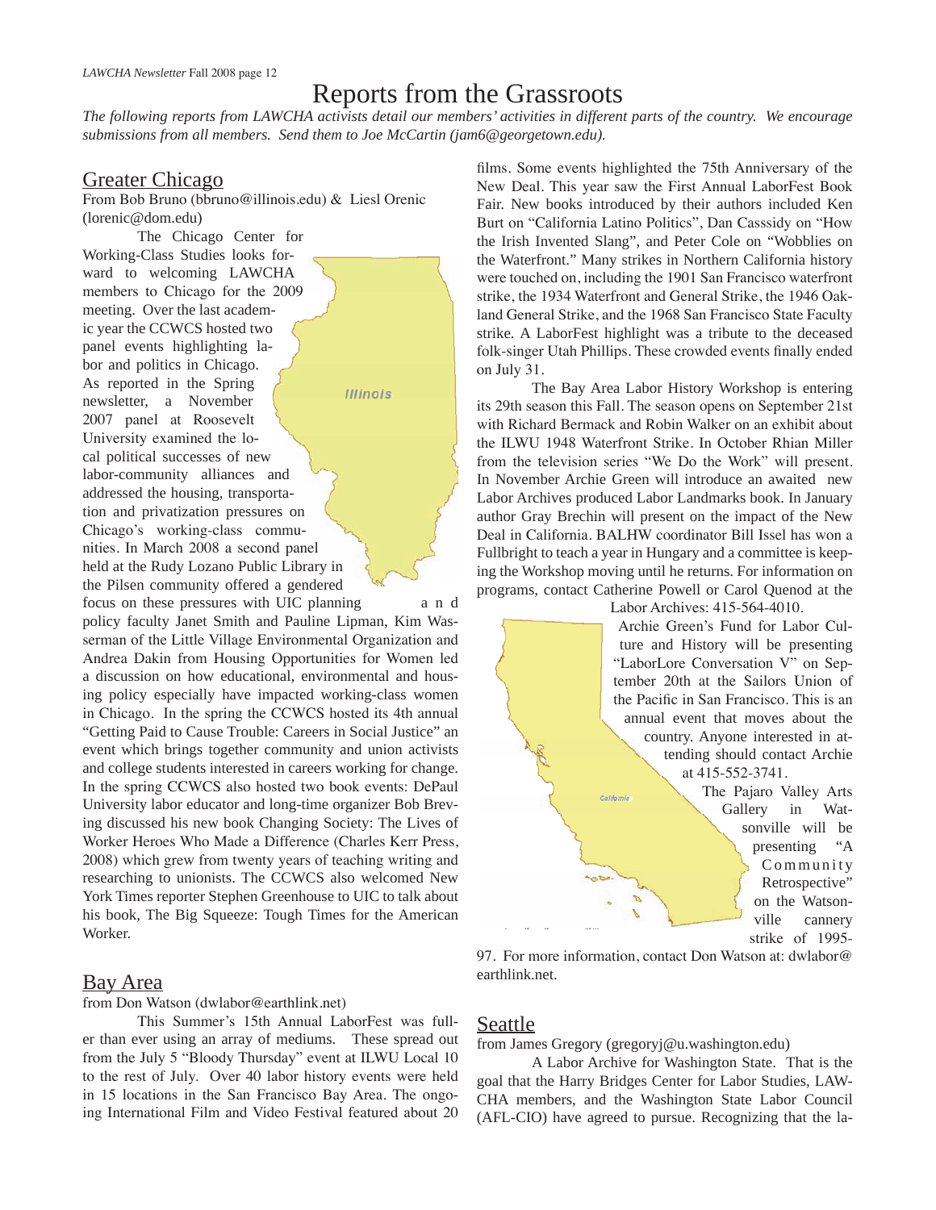# Reports from the Grassroots

*The following reports from LAWCHA activists detail our members' activities in different parts of the country. We encourage submissions from all members. Send them to Joe McCartin (jam6@georgetown.edu).*

## Greater Chicago

From Bob Bruno (bbruno@illinois.edu) & Liesl Orenic (lorenic@dom.edu)

The Chicago Center for Working-Class Studies looks forward to welcoming LAWCHA members to Chicago for the 2009 meeting. Over the last academic year the CCWCS hosted two panel events highlighting labor and politics in Chicago. As reported in the Spring newsletter, a November 2007 panel at Roosevelt University examined the local political successes of new labor-community alliances and addressed the housing, transportation and privatization pressures on Chicago's working-class communities. In March 2008 a second panel held at the Rudy Lozano Public Library in the Pilsen community offered a gendered focus on these pressures with UIC planning and policy faculty Janet Smith and Pauline Lipman, Kim Wasserman of the Little Village Environmental Organization and Andrea Dakin from Housing Opportunities for Women led a discussion on how educational, environmental and housing policy especially have impacted working-class women in Chicago. In the spring the CCWCS hosted its 4th annual "Getting Paid to Cause Trouble: Careers in Social Justice" an event which brings together community and union activists and college students interested in careers working for change. In the spring CCWCS also hosted two book events: DePaul University labor educator and long-time organizer Bob Breving discussed his new book Changing Society: The Lives of Worker Heroes Who Made a Difference (Charles Kerr Press, 2008) which grew from twenty years of teaching writing and researching to unionists. The CCWCS also welcomed New York Times reporter Stephen Greenhouse to UIC to talk about his book, The Big Squeeze: Tough Times for the American Worker.

## Bay Area

from Don Watson (dwlabor@earthlink.net)

This Summer's 15th Annual LaborFest was fuller than ever using an array of mediums. These spread out from the July 5 "Bloody Thursday" event at ILWU Local 10 to the rest of July. Over 40 labor history events were held in 15 locations in the San Francisco Bay Area. The ongoing International Film and Video Festival featured about 20 films. Some events highlighted the 75th Anniversary of the New Deal. This year saw the First Annual LaborFest Book Fair. New books introduced by their authors included Ken Burt on "California Latino Politics", Dan Casssidy on "How the Irish Invented Slang", and Peter Cole on "Wobblies on the Waterfront." Many strikes in Northern California history were touched on, including the 1901 San Francisco waterfront strike, the 1934 Waterfront and General Strike, the 1946 Oakland General Strike, and the 1968 San Francisco State Faculty strike. A LaborFest highlight was a tribute to the deceased folk-singer Utah Phillips. These crowded events finally ended on July 31.

The Bay Area Labor History Workshop is entering its 29th season this Fall. The season opens on September 21st with Richard Bermack and Robin Walker on an exhibit about the ILWU 1948 Waterfront Strike. In October Rhian Miller from the television series "We Do the Work" will present. In November Archie Green will introduce an awaited new Labor Archives produced Labor Landmarks book. In January author Gray Brechin will present on the impact of the New Deal in California. BALHW coordinator Bill Issel has won a Fullbright to teach a year in Hungary and a committee is keeping the Workshop moving until he returns. For information on programs, contact Catherine Powell or Carol Quenod at the Labor Archives: 415-564-4010.

Archie Green's Fund for Labor Culture and History will be presenting "LaborLore Conversation V" on September 20th at the Sailors Union of the Pacific in San Francisco. This is an annual event that moves about the country. Anyone interested in attending should contact Archie at 415-552-3741.

The Pajaro Valley Arts Gallery in Watsonville will be presenting "A Community Retrospective" on the Watsonville cannery strike of 1995-97. For more information, contact Don Watson at: dwlabor@earthlink.net.

## Seattle

from James Gregory (gregoryj@u.washington.edu)

A Labor Archive for Washington State. That is the goal that the Harry Bridges Center for Labor Studies, LAWCHA members, and the Washington State Labor Council (AFL-CIO) have agreed to pursue. Recognizing that the la-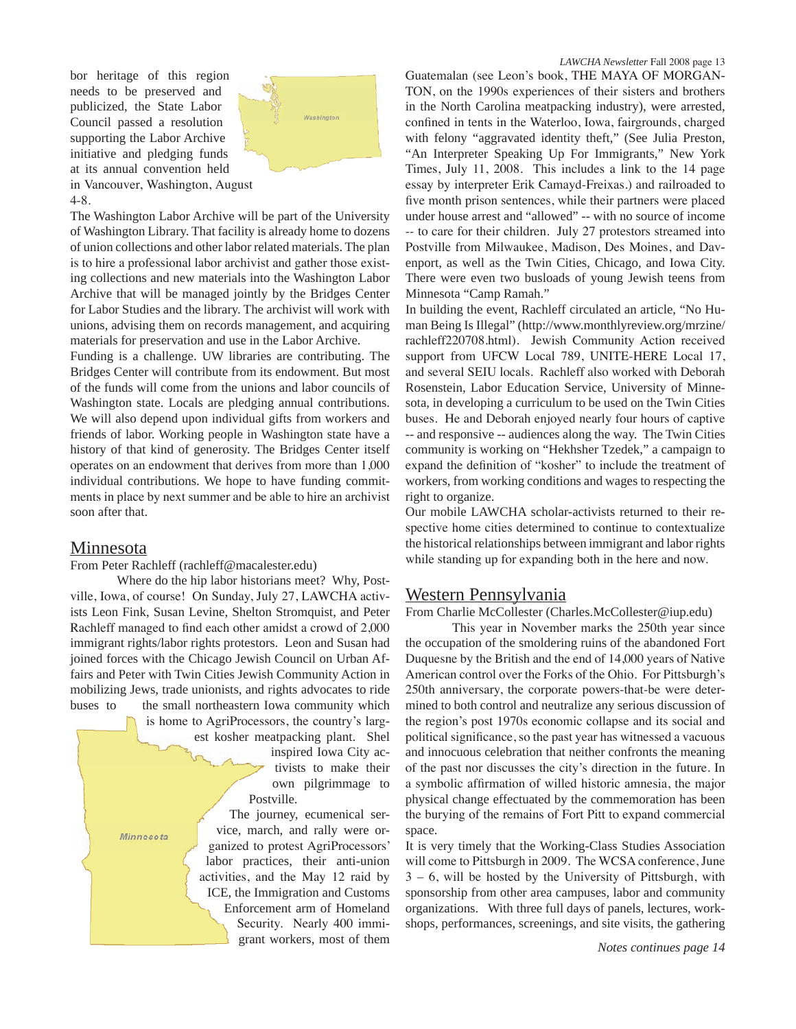bor heritage of this region needs to be preserved and publicized, the State Labor Council passed a resolution supporting the Labor Archive initiative and pledging funds at its annual convention held in Vancouver, Washington, August 4-8.

The Washington Labor Archive will be part of the University of Washington Library. That facility is already home to dozens of union collections and other labor related materials. The plan is to hire a professional labor archivist and gather those existing collections and new materials into the Washington Labor Archive that will be managed jointly by the Bridges Center for Labor Studies and the library. The archivist will work with unions, advising them on records management, and acquiring materials for preservation and use in the Labor Archive.

Funding is a challenge. UW libraries are contributing. The Bridges Center will contribute from its endowment. But most of the funds will come from the unions and labor councils of Washington state. Locals are pledging annual contributions. We will also depend upon individual gifts from workers and friends of labor. Working people in Washington state have a history of that kind of generosity. The Bridges Center itself operates on an endowment that derives from more than 1,000 individual contributions. We hope to have funding commitments in place by next summer and be able to hire an archivist soon after that.

## Minnesota

From Peter Rachleff (rachleff@macalester.edu)

Where do the hip labor historians meet? Why, Postville, Iowa, of course! On Sunday, July 27, LAWCHA activists Leon Fink, Susan Levine, Shelton Stromquist, and Peter Rachleff managed to find each other amidst a crowd of 2,000 immigrant rights/labor rights protestors. Leon and Susan had joined forces with the Chicago Jewish Council on Urban Affairs and Peter with Twin Cities Jewish Community Action in mobilizing Jews, trade unionists, and rights advocates to ride buses to the small northeastern Iowa community which is home to AgriProcessors, the country's largest kosher meatpacking plant. Shel inspired Iowa City activists to make their own pilgrimage to Postville.

The journey, ecumenical service, march, and rally were organized to protest AgriProcessors' labor practices, their anti-union activities, and the May 12 raid by ICE, the Immigration and Customs Enforcement arm of Homeland Security. Nearly 400 immigrant workers, most of them Guatemalan (see Leon's book, THE MAYA OF MORGANTON, on the 1990s experiences of their sisters and brothers in the North Carolina meatpacking industry), were arrested, confined in tents in the Waterloo, Iowa, fairgrounds, charged with felony "aggravated identity theft," (See Julia Preston, "An Interpreter Speaking Up For Immigrants," New York Times, July 11, 2008. This includes a link to the 14 page essay by interpreter Erik Camayd-Freixas.) and railroaded to five month prison sentences, while their partners were placed under house arrest and "allowed" -- with no source of income -- to care for their children. July 27 protestors streamed into Postville from Milwaukee, Madison, Des Moines, and Davenport, as well as the Twin Cities, Chicago, and Iowa City. There were even two busloads of young Jewish teens from Minnesota "Camp Ramah."

In building the event, Rachleff circulated an article, "No Human Being Is Illegal" (http://www.monthlyreview.org/mrzine/rachleff220708.html). Jewish Community Action received support from UFCW Local 789, UNITE-HERE Local 17, and several SEIU locals. Rachleff also worked with Deborah Rosenstein, Labor Education Service, University of Minnesota, in developing a curriculum to be used on the Twin Cities buses. He and Deborah enjoyed nearly four hours of captive -- and responsive -- audiences along the way. The Twin Cities community is working on "Hekhsher Tzedek," a campaign to expand the definition of "kosher" to include the treatment of workers, from working conditions and wages to respecting the right to organize.

Our mobile LAWCHA scholar-activists returned to their respective home cities determined to continue to contextualize the historical relationships between immigrant and labor rights while standing up for expanding both in the here and now.

## Western Pennsylvania

From Charlie McCollester (Charles.McCollester@iup.edu)

This year in November marks the 250th year since the occupation of the smoldering ruins of the abandoned Fort Duquesne by the British and the end of 14,000 years of Native American control over the Forks of the Ohio. For Pittsburgh's 250th anniversary, the corporate powers-that-be were determined to both control and neutralize any serious discussion of the region's post 1970s economic collapse and its social and political significance, so the past year has witnessed a vacuous and innocuous celebration that neither confronts the meaning of the past nor discusses the city's direction in the future. In a symbolic affirmation of willed historic amnesia, the major physical change effectuated by the commemoration has been the burying of the remains of Fort Pitt to expand commercial space.

It is very timely that the Working-Class Studies Association will come to Pittsburgh in 2009. The WCSA conference, June 3 – 6, will be hosted by the University of Pittsburgh, with sponsorship from other area campuses, labor and community organizations. With three full days of panels, lectures, workshops, performances, screenings, and site visits, the gathering

*Notes continues page 14*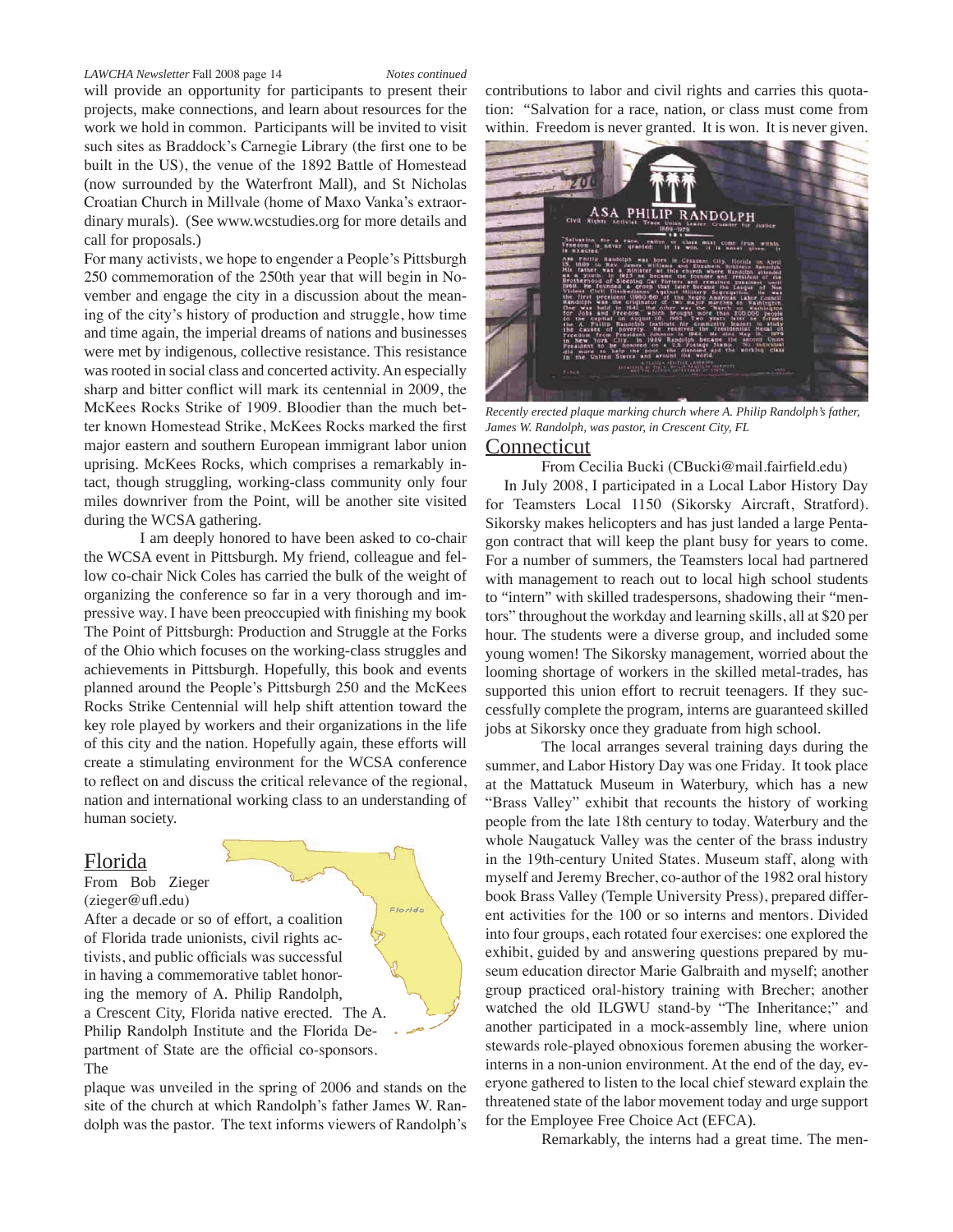will provide an opportunity for participants to present their projects, make connections, and learn about resources for the work we hold in common. Participants will be invited to visit such sites as Braddock's Carnegie Library (the first one to be built in the US), the venue of the 1892 Battle of Homestead (now surrounded by the Waterfront Mall), and St Nicholas Croatian Church in Millvale (home of Maxo Vanka's extraordinary murals). (See www.wcstudies.org for more details and call for proposals.)

For many activists, we hope to engender a People's Pittsburgh 250 commemoration of the 250th year that will begin in November and engage the city in a discussion about the meaning of the city's history of production and struggle, how time and time again, the imperial dreams of nations and businesses were met by indigenous, collective resistance. This resistance was rooted in social class and concerted activity. An especially sharp and bitter conflict will mark its centennial in 2009, the McKees Rocks Strike of 1909. Bloodier than the much better known Homestead Strike, McKees Rocks marked the first major eastern and southern European immigrant labor union uprising. McKees Rocks, which comprises a remarkably intact, though struggling, working-class community only four miles downriver from the Point, will be another site visited during the WCSA gathering.

I am deeply honored to have been asked to co-chair the WCSA event in Pittsburgh. My friend, colleague and fellow co-chair Nick Coles has carried the bulk of the weight of organizing the conference so far in a very thorough and impressive way. I have been preoccupied with finishing my book The Point of Pittsburgh: Production and Struggle at the Forks of the Ohio which focuses on the working-class struggles and achievements in Pittsburgh. Hopefully, this book and events planned around the People's Pittsburgh 250 and the McKees Rocks Strike Centennial will help shift attention toward the key role played by workers and their organizations in the life of this city and the nation. Hopefully again, these efforts will create a stimulating environment for the WCSA conference to reflect on and discuss the critical relevance of the regional, nation and international working class to an understanding of human society.

## Florida

From Bob Zieger (zieger@ufl.edu)

After a decade or so of effort, a coalition of Florida trade unionists, civil rights activists, and public officials was successful in having a commemorative tablet honoring the memory of A. Philip Randolph, a Crescent City, Florida native erected. The A. Philip Randolph Institute and the Florida Department of State are the official co-sponsors. The plaque was unveiled in the spring of 2006 and stands on the site of the church at which Randolph's father James W. Randolph was the pastor. The text informs viewers of Randolph's contributions to labor and civil rights and carries this quotation: "Salvation for a race, nation, or class must come from within. Freedom is never granted. It is won. It is never given.

*Recently erected plaque marking church where A. Philip Randolph's father, James W. Randolph, was pastor, in Crescent City, FL*

## Connecticut

From Cecilia Bucki (CBucki@mail.fairfield.edu)

In July 2008, I participated in a Local Labor History Day for Teamsters Local 1150 (Sikorsky Aircraft, Stratford). Sikorsky makes helicopters and has just landed a large Pentagon contract that will keep the plant busy for years to come. For a number of summers, the Teamsters local had partnered with management to reach out to local high school students to "intern" with skilled tradespersons, shadowing their "mentors" throughout the workday and learning skills, all at $20 per hour. The students were a diverse group, and included some young women! The Sikorsky management, worried about the looming shortage of workers in the skilled metal-trades, has supported this union effort to recruit teenagers. If they successfully complete the program, interns are guaranteed skilled jobs at Sikorsky once they graduate from high school.

The local arranges several training days during the summer, and Labor History Day was one Friday. It took place at the Mattatuck Museum in Waterbury, which has a new "Brass Valley" exhibit that recounts the history of working people from the late 18th century to today. Waterbury and the whole Naugatuck Valley was the center of the brass industry in the 19th-century United States. Museum staff, along with myself and Jeremy Brecher, co-author of the 1982 oral history book Brass Valley (Temple University Press), prepared different activities for the 100 or so interns and mentors. Divided into four groups, each rotated four exercises: one explored the exhibit, guided by and answering questions prepared by museum education director Marie Galbraith and myself; another group practiced oral-history training with Brecher; another watched the old ILGWU stand-by "The Inheritance;" and another participated in a mock-assembly line, where union stewards role-played obnoxious foremen abusing the worker-interns in a non-union environment. At the end of the day, everyone gathered to listen to the local chief steward explain the threatened state of the labor movement today and urge support for the Employee Free Choice Act (EFCA).

Remarkably, the interns had a great time. The men-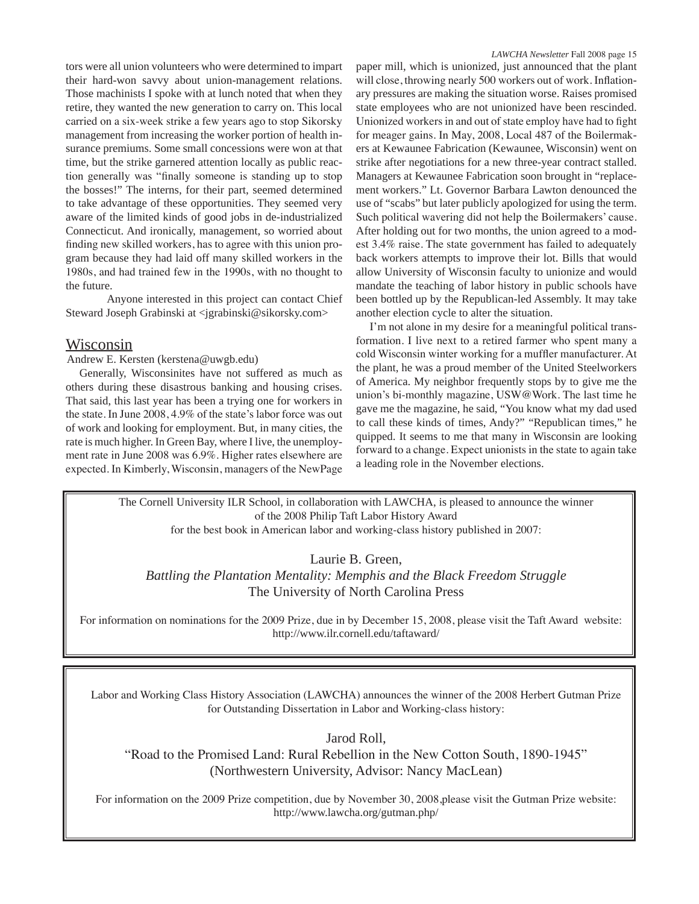tors were all union volunteers who were determined to impart their hard-won savvy about union-management relations. Those machinists I spoke with at lunch noted that when they retire, they wanted the new generation to carry on. This local carried on a six-week strike a few years ago to stop Sikorsky management from increasing the worker portion of health insurance premiums. Some small concessions were won at that time, but the strike garnered attention locally as public reaction generally was "finally someone is standing up to stop the bosses!" The interns, for their part, seemed determined to take advantage of these opportunities. They seemed very aware of the limited kinds of good jobs in de-industrialized Connecticut. And ironically, management, so worried about finding new skilled workers, has to agree with this union program because they had laid off many skilled workers in the 1980s, and had trained few in the 1990s, with no thought to the future.

Anyone interested in this project can contact Chief Steward Joseph Grabinski at <jgrabinski@sikorsky.com>

## Wisconsin

Andrew E. Kersten (kerstena@uwgb.edu)

Generally, Wisconsinites have not suffered as much as others during these disastrous banking and housing crises. That said, this last year has been a trying one for workers in the state. In June 2008, 4.9% of the state's labor force was out of work and looking for employment. But, in many cities, the rate is much higher. In Green Bay, where I live, the unemployment rate in June 2008 was 6.9%. Higher rates elsewhere are expected. In Kimberly, Wisconsin, managers of the NewPage paper mill, which is unionized, just announced that the plant will close, throwing nearly 500 workers out of work. Inflationary pressures are making the situation worse. Raises promised state employees who are not unionized have been rescinded. Unionized workers in and out of state employ have had to fight for meager gains. In May, 2008, Local 487 of the Boilermakers at Kewaunee Fabrication (Kewaunee, Wisconsin) went on strike after negotiations for a new three-year contract stalled. Managers at Kewaunee Fabrication soon brought in "replacement workers." Lt. Governor Barbara Lawton denounced the use of "scabs" but later publicly apologized for using the term. Such political wavering did not help the Boilermakers' cause. After holding out for two months, the union agreed to a modest 3.4% raise. The state government has failed to adequately back workers attempts to improve their lot. Bills that would allow University of Wisconsin faculty to unionize and would mandate the teaching of labor history in public schools have been bottled up by the Republican-led Assembly. It may take another election cycle to alter the situation.

I'm not alone in my desire for a meaningful political transformation. I live next to a retired farmer who spent many a cold Wisconsin winter working for a muffler manufacturer. At the plant, he was a proud member of the United Steelworkers of America. My neighbor frequently stops by to give me the union's bi-monthly magazine, USW@Work. The last time he gave me the magazine, he said, "You know what my dad used to call these kinds of times, Andy?" "Republican times," he quipped. It seems to me that many in Wisconsin are looking forward to a change. Expect unionists in the state to again take a leading role in the November elections.

---

The Cornell University ILR School, in collaboration with LAWCHA, is pleased to announce the winner of the 2008 Philip Taft Labor History Award for the best book in American labor and working-class history published in 2007:

Laurie B. Green,
*Battling the Plantation Mentality: Memphis and the Black Freedom Struggle*
The University of North Carolina Press

For information on nominations for the 2009 Prize, due in by December 15, 2008, please visit the Taft Award website: http://www.ilr.cornell.edu/taftaward/

---

Labor and Working Class History Association (LAWCHA) announces the winner of the 2008 Herbert Gutman Prize for Outstanding Dissertation in Labor and Working-class history:

Jarod Roll,
"Road to the Promised Land: Rural Rebellion in the New Cotton South, 1890-1945"
(Northwestern University, Advisor: Nancy MacLean)

For information on the 2009 Prize competition, due by November 30, 2008,please visit the Gutman Prize website: http://www.lawcha.org/gutman.php/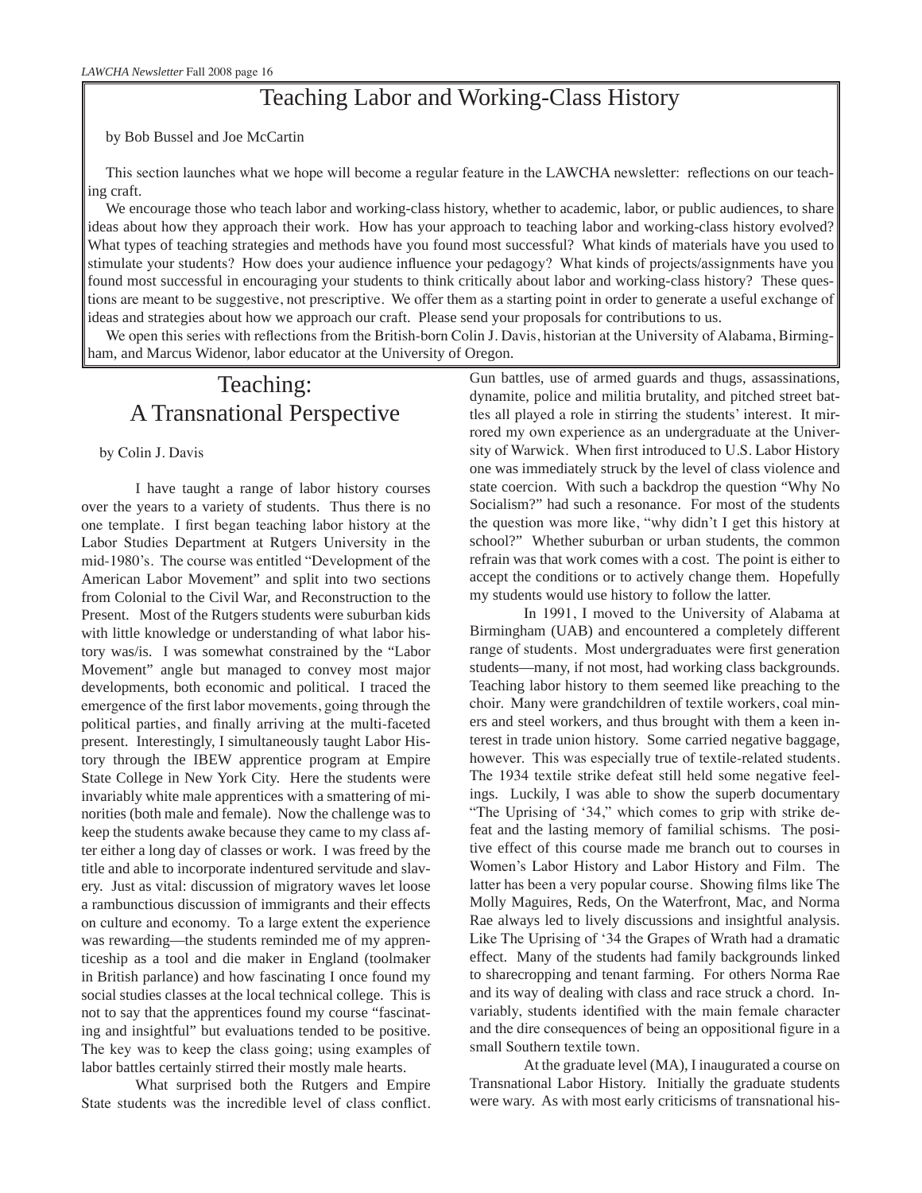# Teaching Labor and Working-Class History

by Bob Bussel and Joe McCartin

This section launches what we hope will become a regular feature in the LAWCHA newsletter: reflections on our teaching craft.

We encourage those who teach labor and working-class history, whether to academic, labor, or public audiences, to share ideas about how they approach their work. How has your approach to teaching labor and working-class history evolved? What types of teaching strategies and methods have you found most successful? What kinds of materials have you used to stimulate your students? How does your audience influence your pedagogy? What kinds of projects/assignments have you found most successful in encouraging your students to think critically about labor and working-class history? These questions are meant to be suggestive, not prescriptive. We offer them as a starting point in order to generate a useful exchange of ideas and strategies about how we approach our craft. Please send your proposals for contributions to us.

We open this series with reflections from the British-born Colin J. Davis, historian at the University of Alabama, Birmingham, and Marcus Widenor, labor educator at the University of Oregon.

## Teaching: A Transnational Perspective

by Colin J. Davis

I have taught a range of labor history courses over the years to a variety of students. Thus there is no one template. I first began teaching labor history at the Labor Studies Department at Rutgers University in the mid-1980's. The course was entitled "Development of the American Labor Movement" and split into two sections from Colonial to the Civil War, and Reconstruction to the Present. Most of the Rutgers students were suburban kids with little knowledge or understanding of what labor history was/is. I was somewhat constrained by the "Labor Movement" angle but managed to convey most major developments, both economic and political. I traced the emergence of the first labor movements, going through the political parties, and finally arriving at the multi-faceted present. Interestingly, I simultaneously taught Labor History through the IBEW apprentice program at Empire State College in New York City. Here the students were invariably white male apprentices with a smattering of minorities (both male and female). Now the challenge was to keep the students awake because they came to my class after either a long day of classes or work. I was freed by the title and able to incorporate indentured servitude and slavery. Just as vital: discussion of migratory waves let loose a rambunctious discussion of immigrants and their effects on culture and economy. To a large extent the experience was rewarding—the students reminded me of my apprenticeship as a tool and die maker in England (toolmaker in British parlance) and how fascinating I once found my social studies classes at the local technical college. This is not to say that the apprentices found my course "fascinating and insightful" but evaluations tended to be positive. The key was to keep the class going; using examples of labor battles certainly stirred their mostly male hearts.

What surprised both the Rutgers and Empire State students was the incredible level of class conflict. Gun battles, use of armed guards and thugs, assassinations, dynamite, police and militia brutality, and pitched street battles all played a role in stirring the students' interest. It mirrored my own experience as an undergraduate at the University of Warwick. When first introduced to U.S. Labor History one was immediately struck by the level of class violence and state coercion. With such a backdrop the question "Why No Socialism?" had such a resonance. For most of the students the question was more like, "why didn't I get this history at school?" Whether suburban or urban students, the common refrain was that work comes with a cost. The point is either to accept the conditions or to actively change them. Hopefully my students would use history to follow the latter.

In 1991, I moved to the University of Alabama at Birmingham (UAB) and encountered a completely different range of students. Most undergraduates were first generation students—many, if not most, had working class backgrounds. Teaching labor history to them seemed like preaching to the choir. Many were grandchildren of textile workers, coal miners and steel workers, and thus brought with them a keen interest in trade union history. Some carried negative baggage, however. This was especially true of textile-related students. The 1934 textile strike defeat still held some negative feelings. Luckily, I was able to show the superb documentary "The Uprising of '34," which comes to grip with strike defeat and the lasting memory of familial schisms. The positive effect of this course made me branch out to courses in Women's Labor History and Labor History and Film. The latter has been a very popular course. Showing films like The Molly Maguires, Reds, On the Waterfront, Mac, and Norma Rae always led to lively discussions and insightful analysis. Like The Uprising of '34 the Grapes of Wrath had a dramatic effect. Many of the students had family backgrounds linked to sharecropping and tenant farming. For others Norma Rae and its way of dealing with class and race struck a chord. Invariably, students identified with the main female character and the dire consequences of being an oppositional figure in a small Southern textile town.

At the graduate level (MA), I inaugurated a course on Transnational Labor History. Initially the graduate students were wary. As with most early criticisms of transnational his-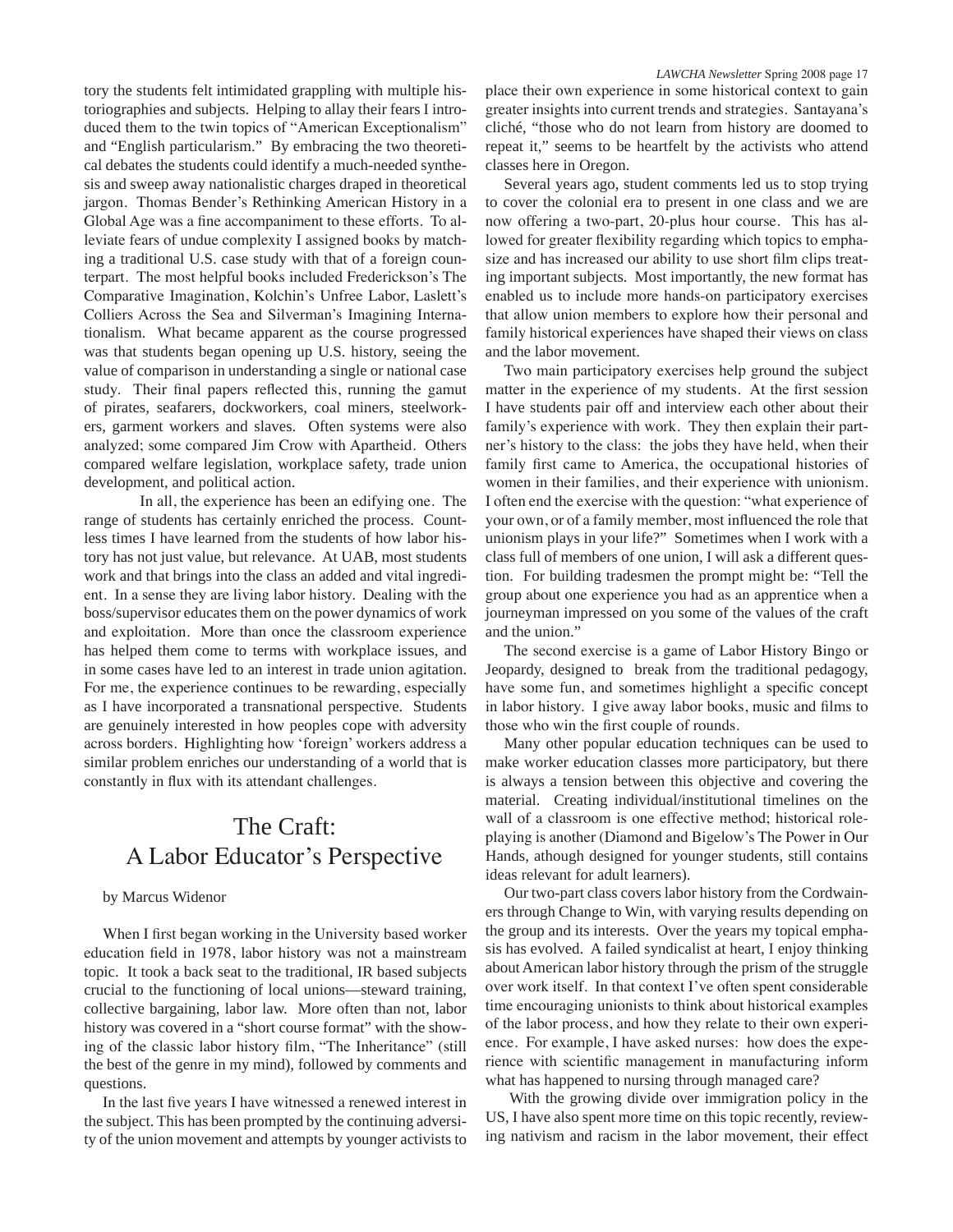tory the students felt intimidated grappling with multiple historiographies and subjects. Helping to allay their fears I introduced them to the twin topics of "American Exceptionalism" and "English particularism." By embracing the two theoretical debates the students could identify a much-needed synthesis and sweep away nationalistic charges draped in theoretical jargon. Thomas Bender's Rethinking American History in a Global Age was a fine accompaniment to these efforts. To alleviate fears of undue complexity I assigned books by matching a traditional U.S. case study with that of a foreign counterpart. The most helpful books included Frederickson's The Comparative Imagination, Kolchin's Unfree Labor, Laslett's Colliers Across the Sea and Silverman's Imagining Internationalism. What became apparent as the course progressed was that students began opening up U.S. history, seeing the value of comparison in understanding a single or national case study. Their final papers reflected this, running the gamut of pirates, seafarers, dockworkers, coal miners, steelworkers, garment workers and slaves. Often systems were also analyzed; some compared Jim Crow with Apartheid. Others compared welfare legislation, workplace safety, trade union development, and political action.

In all, the experience has been an edifying one. The range of students has certainly enriched the process. Countless times I have learned from the students of how labor history has not just value, but relevance. At UAB, most students work and that brings into the class an added and vital ingredient. In a sense they are living labor history. Dealing with the boss/supervisor educates them on the power dynamics of work and exploitation. More than once the classroom experience has helped them come to terms with workplace issues, and in some cases have led to an interest in trade union agitation. For me, the experience continues to be rewarding, especially as I have incorporated a transnational perspective. Students are genuinely interested in how peoples cope with adversity across borders. Highlighting how 'foreign' workers address a similar problem enriches our understanding of a world that is constantly in flux with its attendant challenges.

## The Craft: A Labor Educator's Perspective

by Marcus Widenor

When I first began working in the University based worker education field in 1978, labor history was not a mainstream topic. It took a back seat to the traditional, IR based subjects crucial to the functioning of local unions—steward training, collective bargaining, labor law. More often than not, labor history was covered in a "short course format" with the showing of the classic labor history film, "The Inheritance" (still the best of the genre in my mind), followed by comments and questions.

In the last five years I have witnessed a renewed interest in the subject. This has been prompted by the continuing adversity of the union movement and attempts by younger activists to place their own experience in some historical context to gain greater insights into current trends and strategies. Santayana's cliché, "those who do not learn from history are doomed to repeat it," seems to be heartfelt by the activists who attend classes here in Oregon.

Several years ago, student comments led us to stop trying to cover the colonial era to present in one class and we are now offering a two-part, 20-plus hour course. This has allowed for greater flexibility regarding which topics to emphasize and has increased our ability to use short film clips treating important subjects. Most importantly, the new format has enabled us to include more hands-on participatory exercises that allow union members to explore how their personal and family historical experiences have shaped their views on class and the labor movement.

Two main participatory exercises help ground the subject matter in the experience of my students. At the first session I have students pair off and interview each other about their family's experience with work. They then explain their partner's history to the class: the jobs they have held, when their family first came to America, the occupational histories of women in their families, and their experience with unionism. I often end the exercise with the question: "what experience of your own, or of a family member, most influenced the role that unionism plays in your life?" Sometimes when I work with a class full of members of one union, I will ask a different question. For building tradesmen the prompt might be: "Tell the group about one experience you had as an apprentice when a journeyman impressed on you some of the values of the craft and the union."

The second exercise is a game of Labor History Bingo or Jeopardy, designed to break from the traditional pedagogy, have some fun, and sometimes highlight a specific concept in labor history. I give away labor books, music and films to those who win the first couple of rounds.

Many other popular education techniques can be used to make worker education classes more participatory, but there is always a tension between this objective and covering the material. Creating individual/institutional timelines on the wall of a classroom is one effective method; historical role-playing is another (Diamond and Bigelow's The Power in Our Hands, athough designed for younger students, still contains ideas relevant for adult learners).

Our two-part class covers labor history from the Cordwainers through Change to Win, with varying results depending on the group and its interests. Over the years my topical emphasis has evolved. A failed syndicalist at heart, I enjoy thinking about American labor history through the prism of the struggle over work itself. In that context I've often spent considerable time encouraging unionists to think about historical examples of the labor process, and how they relate to their own experience. For example, I have asked nurses: how does the experience with scientific management in manufacturing inform what has happened to nursing through managed care?

With the growing divide over immigration policy in the US, I have also spent more time on this topic recently, reviewing nativism and racism in the labor movement, their effect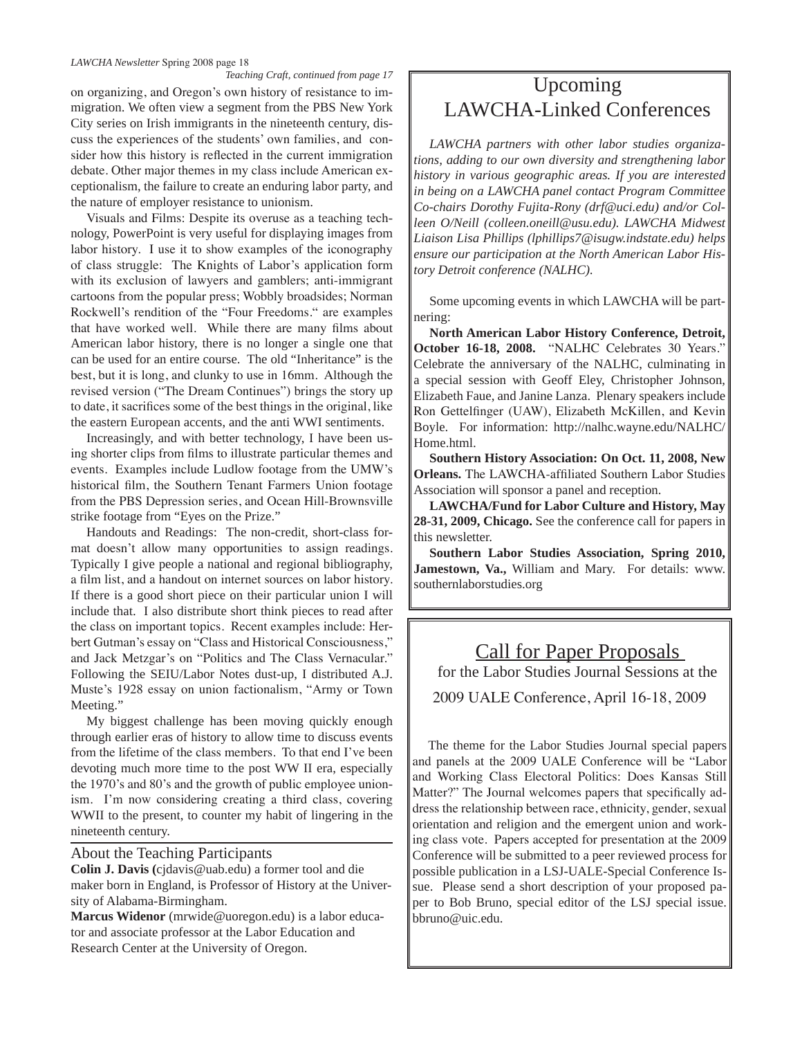*Teaching Craft, continued from page 17*

on organizing, and Oregon's own history of resistance to immigration. We often view a segment from the PBS New York City series on Irish immigrants in the nineteenth century, discuss the experiences of the students' own families, and consider how this history is reflected in the current immigration debate. Other major themes in my class include American exceptionalism, the failure to create an enduring labor party, and the nature of employer resistance to unionism.

Visuals and Films: Despite its overuse as a teaching technology, PowerPoint is very useful for displaying images from labor history. I use it to show examples of the iconography of class struggle: The Knights of Labor's application form with its exclusion of lawyers and gamblers; anti-immigrant cartoons from the popular press; Wobbly broadsides; Norman Rockwell's rendition of the "Four Freedoms." are examples that have worked well. While there are many films about American labor history, there is no longer a single one that can be used for an entire course. The old "Inheritance" is the best, but it is long, and clunky to use in 16mm. Although the revised version ("The Dream Continues") brings the story up to date, it sacrifices some of the best things in the original, like the eastern European accents, and the anti WWI sentiments.

Increasingly, and with better technology, I have been using shorter clips from films to illustrate particular themes and events. Examples include Ludlow footage from the UMW's historical film, the Southern Tenant Farmers Union footage from the PBS Depression series, and Ocean Hill-Brownsville strike footage from "Eyes on the Prize."

Handouts and Readings: The non-credit, short-class format doesn't allow many opportunities to assign readings. Typically I give people a national and regional bibliography, a film list, and a handout on internet sources on labor history. If there is a good short piece on their particular union I will include that. I also distribute short think pieces to read after the class on important topics. Recent examples include: Herbert Gutman's essay on "Class and Historical Consciousness," and Jack Metzgar's on "Politics and The Class Vernacular." Following the SEIU/Labor Notes dust-up, I distributed A.J. Muste's 1928 essay on union factionalism, "Army or Town Meeting."

My biggest challenge has been moving quickly enough through earlier eras of history to allow time to discuss events from the lifetime of the class members. To that end I've been devoting much more time to the post WW II era, especially the 1970's and 80's and the growth of public employee unionism. I'm now considering creating a third class, covering WWII to the present, to counter my habit of lingering in the nineteenth century.

## About the Teaching Participants

**Colin J. Davis (**cjdavis@uab.edu) a former tool and die maker born in England, is Professor of History at the University of Alabama-Birmingham.

**Marcus Widenor** (mrwide@uoregon.edu) is a labor educator and associate professor at the Labor Education and Research Center at the University of Oregon.

## Upcoming LAWCHA-Linked Conferences

*LAWCHA partners with other labor studies organizations, adding to our own diversity and strengthening labor history in various geographic areas. If you are interested in being on a LAWCHA panel contact Program Committee Co-chairs Dorothy Fujita-Rony (drf@uci.edu) and/or Colleen O/Neill (colleen.oneill@usu.edu). LAWCHA Midwest Liaison Lisa Phillips (lphillips7@isugw.indstate.edu) helps ensure our participation at the North American Labor History Detroit conference (NALHC).*

Some upcoming events in which LAWCHA will be partnering:

**North American Labor History Conference, Detroit, October 16-18, 2008.** "NALHC Celebrates 30 Years." Celebrate the anniversary of the NALHC, culminating in a special session with Geoff Eley, Christopher Johnson, Elizabeth Faue, and Janine Lanza. Plenary speakers include Ron Gettelfinger (UAW), Elizabeth McKillen, and Kevin Boyle. For information: http://nalhc.wayne.edu/NALHC/Home.html.

**Southern History Association: On Oct. 11, 2008, New Orleans.** The LAWCHA-affiliated Southern Labor Studies Association will sponsor a panel and reception.

**LAWCHA/Fund for Labor Culture and History, May 28-31, 2009, Chicago.** See the conference call for papers in this newsletter.

**Southern Labor Studies Association, Spring 2010, Jamestown, Va.,** William and Mary. For details: www.southernlaborstudies.org

## Call for Paper Proposals

for the Labor Studies Journal Sessions at the 2009 UALE Conference, April 16-18, 2009

The theme for the Labor Studies Journal special papers and panels at the 2009 UALE Conference will be "Labor and Working Class Electoral Politics: Does Kansas Still Matter?" The Journal welcomes papers that specifically address the relationship between race, ethnicity, gender, sexual orientation and religion and the emergent union and working class vote. Papers accepted for presentation at the 2009 Conference will be submitted to a peer reviewed process for possible publication in a LSJ-UALE-Special Conference Issue. Please send a short description of your proposed paper to Bob Bruno, special editor of the LSJ special issue. bbruno@uic.edu.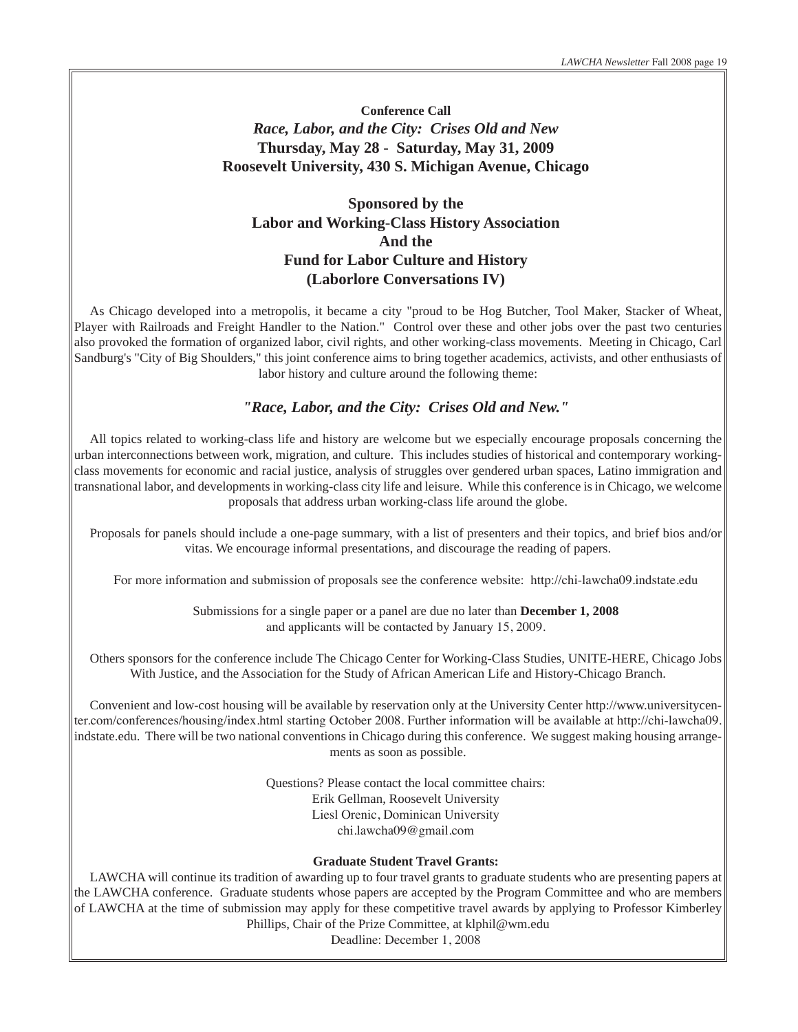**Conference Call**

*Race, Labor, and the City: Crises Old and New*

**Thursday, May 28 - Saturday, May 31, 2009**

**Roosevelt University, 430 S. Michigan Avenue, Chicago**

## Sponsored by the Labor and Working-Class History Association And the Fund for Labor Culture and History (Laborlore Conversations IV)

As Chicago developed into a metropolis, it became a city "proud to be Hog Butcher, Tool Maker, Stacker of Wheat, Player with Railroads and Freight Handler to the Nation." Control over these and other jobs over the past two centuries also provoked the formation of organized labor, civil rights, and other working-class movements. Meeting in Chicago, Carl Sandburg's "City of Big Shoulders," this joint conference aims to bring together academics, activists, and other enthusiasts of labor history and culture around the following theme:

### *"Race, Labor, and the City: Crises Old and New."*

All topics related to working-class life and history are welcome but we especially encourage proposals concerning the urban interconnections between work, migration, and culture. This includes studies of historical and contemporary working-class movements for economic and racial justice, analysis of struggles over gendered urban spaces, Latino immigration and transnational labor, and developments in working-class city life and leisure. While this conference is in Chicago, we welcome proposals that address urban working-class life around the globe.

Proposals for panels should include a one-page summary, with a list of presenters and their topics, and brief bios and/or vitas. We encourage informal presentations, and discourage the reading of papers.

For more information and submission of proposals see the conference website: http://chi-lawcha09.indstate.edu

Submissions for a single paper or a panel are due no later than **December 1, 2008** and applicants will be contacted by January 15, 2009.

Others sponsors for the conference include The Chicago Center for Working-Class Studies, UNITE-HERE, Chicago Jobs With Justice, and the Association for the Study of African American Life and History-Chicago Branch.

Convenient and low-cost housing will be available by reservation only at the University Center http://www.universitycenter.com/conferences/housing/index.html starting October 2008. Further information will be available at http://chi-lawcha09.indstate.edu. There will be two national conventions in Chicago during this conference. We suggest making housing arrangements as soon as possible.

Questions? Please contact the local committee chairs:
Erik Gellman, Roosevelt University
Liesl Orenic, Dominican University
chi.lawcha09@gmail.com

**Graduate Student Travel Grants:**

LAWCHA will continue its tradition of awarding up to four travel grants to graduate students who are presenting papers at the LAWCHA conference. Graduate students whose papers are accepted by the Program Committee and who are members of LAWCHA at the time of submission may apply for these competitive travel awards by applying to Professor Kimberley Phillips, Chair of the Prize Committee, at klphil@wm.edu

Deadline: December 1, 2008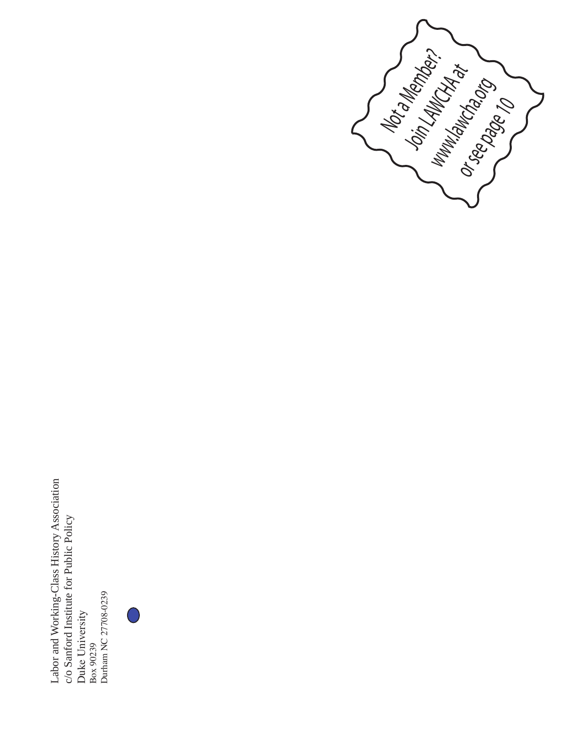Labor and Working-Class History Association
c/o Sanford Institute for Public Policy
Duke University
Box 90239
Durham NC 27708-0239

Not a Member?
Join LAWCHA at
www.lawcha.org
or see page 10